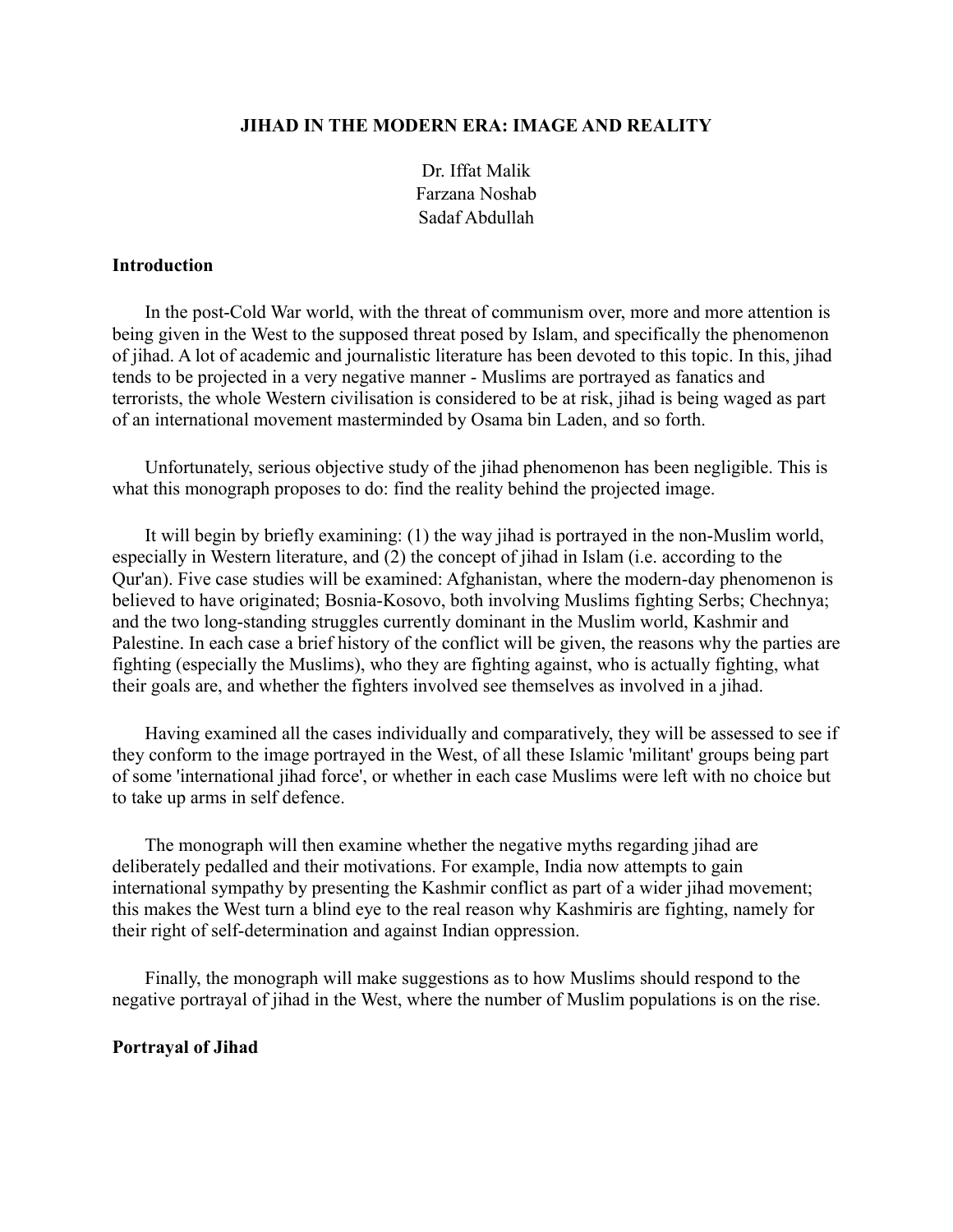# JIHAD IN THE MODERN ERA: IMAGE AND REALITY

Dr. Iffat Malik
Farzana Noshab
Sadaf Abdullah

## Introduction

In the post-Cold War world, with the threat of communism over, more and more attention is being given in the West to the supposed threat posed by Islam, and specifically the phenomenon of jihad. A lot of academic and journalistic literature has been devoted to this topic. In this, jihad tends to be projected in a very negative manner - Muslims are portrayed as fanatics and terrorists, the whole Western civilisation is considered to be at risk, jihad is being waged as part of an international movement masterminded by Osama bin Laden, and so forth.

Unfortunately, serious objective study of the jihad phenomenon has been negligible. This is what this monograph proposes to do: find the reality behind the projected image.

It will begin by briefly examining: (1) the way jihad is portrayed in the non-Muslim world, especially in Western literature, and (2) the concept of jihad in Islam (i.e. according to the Qur'an). Five case studies will be examined: Afghanistan, where the modern-day phenomenon is believed to have originated; Bosnia-Kosovo, both involving Muslims fighting Serbs; Chechnya; and the two long-standing struggles currently dominant in the Muslim world, Kashmir and Palestine. In each case a brief history of the conflict will be given, the reasons why the parties are fighting (especially the Muslims), who they are fighting against, who is actually fighting, what their goals are, and whether the fighters involved see themselves as involved in a jihad.

Having examined all the cases individually and comparatively, they will be assessed to see if they conform to the image portrayed in the West, of all these Islamic 'militant' groups being part of some 'international jihad force', or whether in each case Muslims were left with no choice but to take up arms in self defence.

The monograph will then examine whether the negative myths regarding jihad are deliberately pedalled and their motivations. For example, India now attempts to gain international sympathy by presenting the Kashmir conflict as part of a wider jihad movement; this makes the West turn a blind eye to the real reason why Kashmiris are fighting, namely for their right of self-determination and against Indian oppression.

Finally, the monograph will make suggestions as to how Muslims should respond to the negative portrayal of jihad in the West, where the number of Muslim populations is on the rise.

## Portrayal of Jihad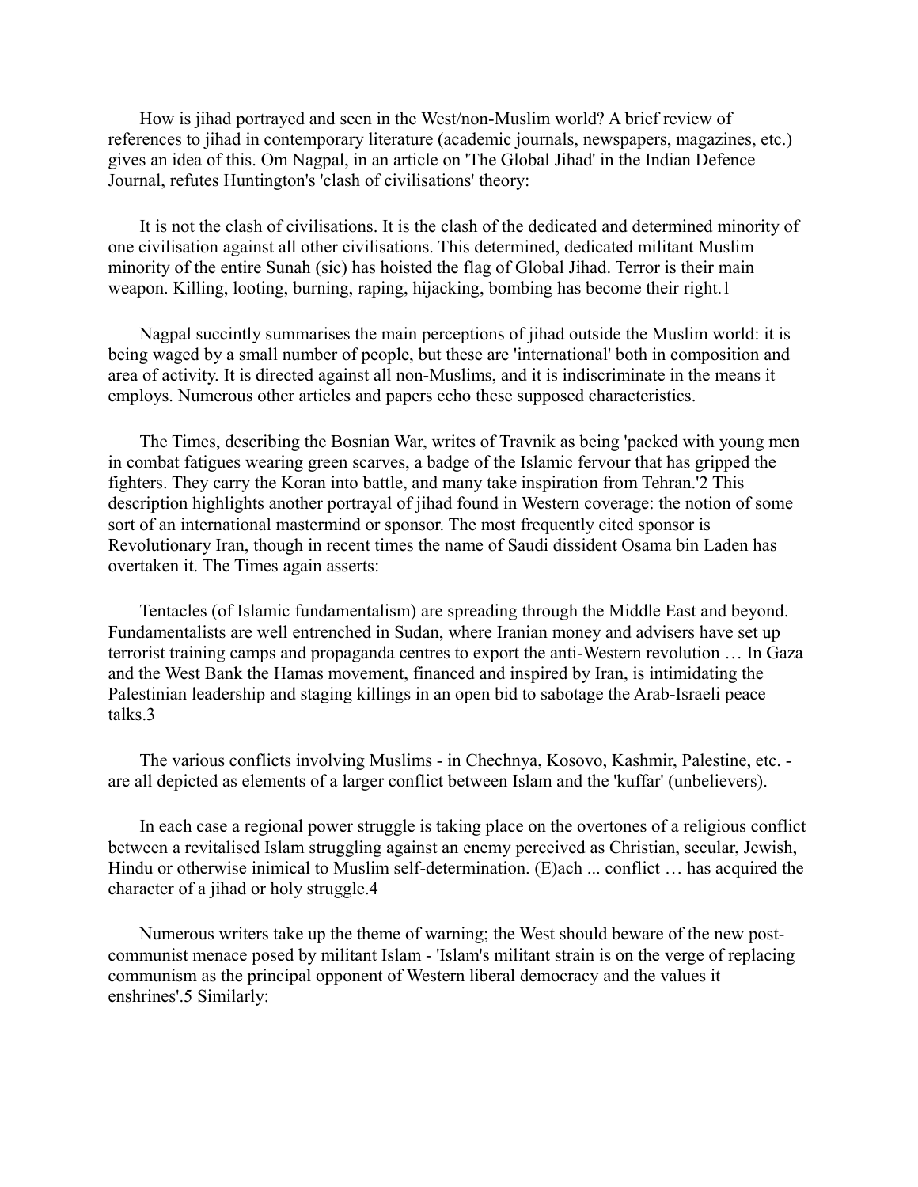How is jihad portrayed and seen in the West/non-Muslim world? A brief review of references to jihad in contemporary literature (academic journals, newspapers, magazines, etc.) gives an idea of this. Om Nagpal, in an article on 'The Global Jihad' in the Indian Defence Journal, refutes Huntington's 'clash of civilisations' theory:

> It is not the clash of civilisations. It is the clash of the dedicated and determined minority of one civilisation against all other civilisations. This determined, dedicated militant Muslim minority of the entire Sunah (sic) has hoisted the flag of Global Jihad. Terror is their main weapon. Killing, looting, burning, raping, hijacking, bombing has become their right.[1]

Nagpal succintly summarises the main perceptions of jihad outside the Muslim world: it is being waged by a small number of people, but these are 'international' both in composition and area of activity. It is directed against all non-Muslims, and it is indiscriminate in the means it employs. Numerous other articles and papers echo these supposed characteristics.

The Times, describing the Bosnian War, writes of Travnik as being 'packed with young men in combat fatigues wearing green scarves, a badge of the Islamic fervour that has gripped the fighters. They carry the Koran into battle, and many take inspiration from Tehran.'[2] This description highlights another portrayal of jihad found in Western coverage: the notion of some sort of an international mastermind or sponsor. The most frequently cited sponsor is Revolutionary Iran, though in recent times the name of Saudi dissident Osama bin Laden has overtaken it. The Times again asserts:

> Tentacles (of Islamic fundamentalism) are spreading through the Middle East and beyond. Fundamentalists are well entrenched in Sudan, where Iranian money and advisers have set up terrorist training camps and propaganda centres to export the anti-Western revolution … In Gaza and the West Bank the Hamas movement, financed and inspired by Iran, is intimidating the Palestinian leadership and staging killings in an open bid to sabotage the Arab-Israeli peace talks.[3]

The various conflicts involving Muslims - in Chechnya, Kosovo, Kashmir, Palestine, etc. - are all depicted as elements of a larger conflict between Islam and the 'kuffar' (unbelievers).

> In each case a regional power struggle is taking place on the overtones of a religious conflict between a revitalised Islam struggling against an enemy perceived as Christian, secular, Jewish, Hindu or otherwise inimical to Muslim self-determination. (E)ach ... conflict … has acquired the character of a jihad or holy struggle.[4]

Numerous writers take up the theme of warning; the West should beware of the new post-communist menace posed by militant Islam - 'Islam's militant strain is on the verge of replacing communism as the principal opponent of Western liberal democracy and the values it enshrines'.[5] Similarly: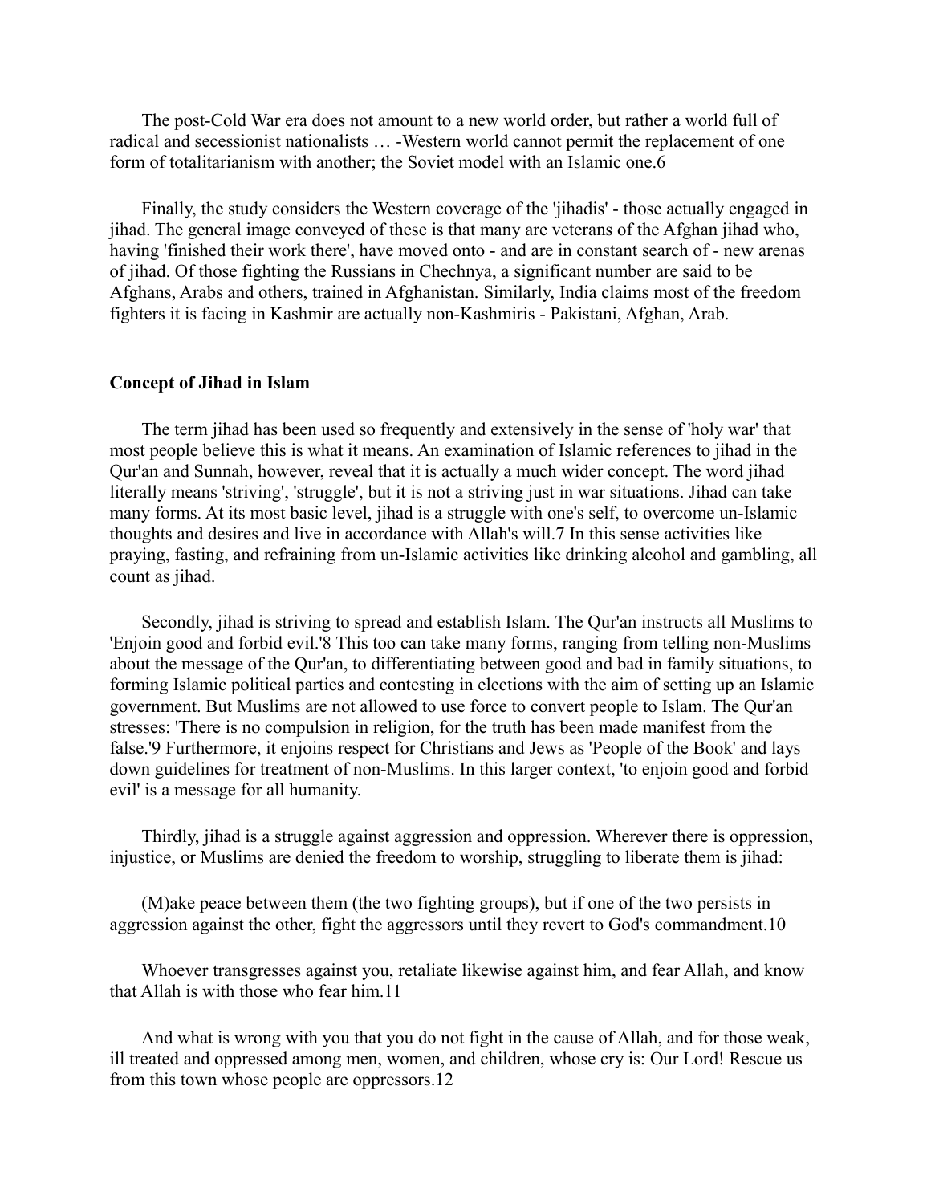The post-Cold War era does not amount to a new world order, but rather a world full of radical and secessionist nationalists … -Western world cannot permit the replacement of one form of totalitarianism with another; the Soviet model with an Islamic one.[6]

Finally, the study considers the Western coverage of the 'jihadis' - those actually engaged in jihad. The general image conveyed of these is that many are veterans of the Afghan jihad who, having 'finished their work there', have moved onto - and are in constant search of - new arenas of jihad. Of those fighting the Russians in Chechnya, a significant number are said to be Afghans, Arabs and others, trained in Afghanistan. Similarly, India claims most of the freedom fighters it is facing in Kashmir are actually non-Kashmiris - Pakistani, Afghan, Arab.

**Concept of Jihad in Islam**

The term jihad has been used so frequently and extensively in the sense of 'holy war' that most people believe this is what it means. An examination of Islamic references to jihad in the Qur'an and Sunnah, however, reveal that it is actually a much wider concept. The word jihad literally means 'striving', 'struggle', but it is not a striving just in war situations. Jihad can take many forms. At its most basic level, jihad is a struggle with one's self, to overcome un-Islamic thoughts and desires and live in accordance with Allah's will.[7] In this sense activities like praying, fasting, and refraining from un-Islamic activities like drinking alcohol and gambling, all count as jihad.

Secondly, jihad is striving to spread and establish Islam. The Qur'an instructs all Muslims to 'Enjoin good and forbid evil.'[8] This too can take many forms, ranging from telling non-Muslims about the message of the Qur'an, to differentiating between good and bad in family situations, to forming Islamic political parties and contesting in elections with the aim of setting up an Islamic government. But Muslims are not allowed to use force to convert people to Islam. The Qur'an stresses: 'There is no compulsion in religion, for the truth has been made manifest from the false.'[9] Furthermore, it enjoins respect for Christians and Jews as 'People of the Book' and lays down guidelines for treatment of non-Muslims. In this larger context, 'to enjoin good and forbid evil' is a message for all humanity.

Thirdly, jihad is a struggle against aggression and oppression. Wherever there is oppression, injustice, or Muslims are denied the freedom to worship, struggling to liberate them is jihad:

(M)ake peace between them (the two fighting groups), but if one of the two persists in aggression against the other, fight the aggressors until they revert to God's commandment.[10]

Whoever transgresses against you, retaliate likewise against him, and fear Allah, and know that Allah is with those who fear him.[11]

And what is wrong with you that you do not fight in the cause of Allah, and for those weak, ill treated and oppressed among men, women, and children, whose cry is: Our Lord! Rescue us from this town whose people are oppressors.[12]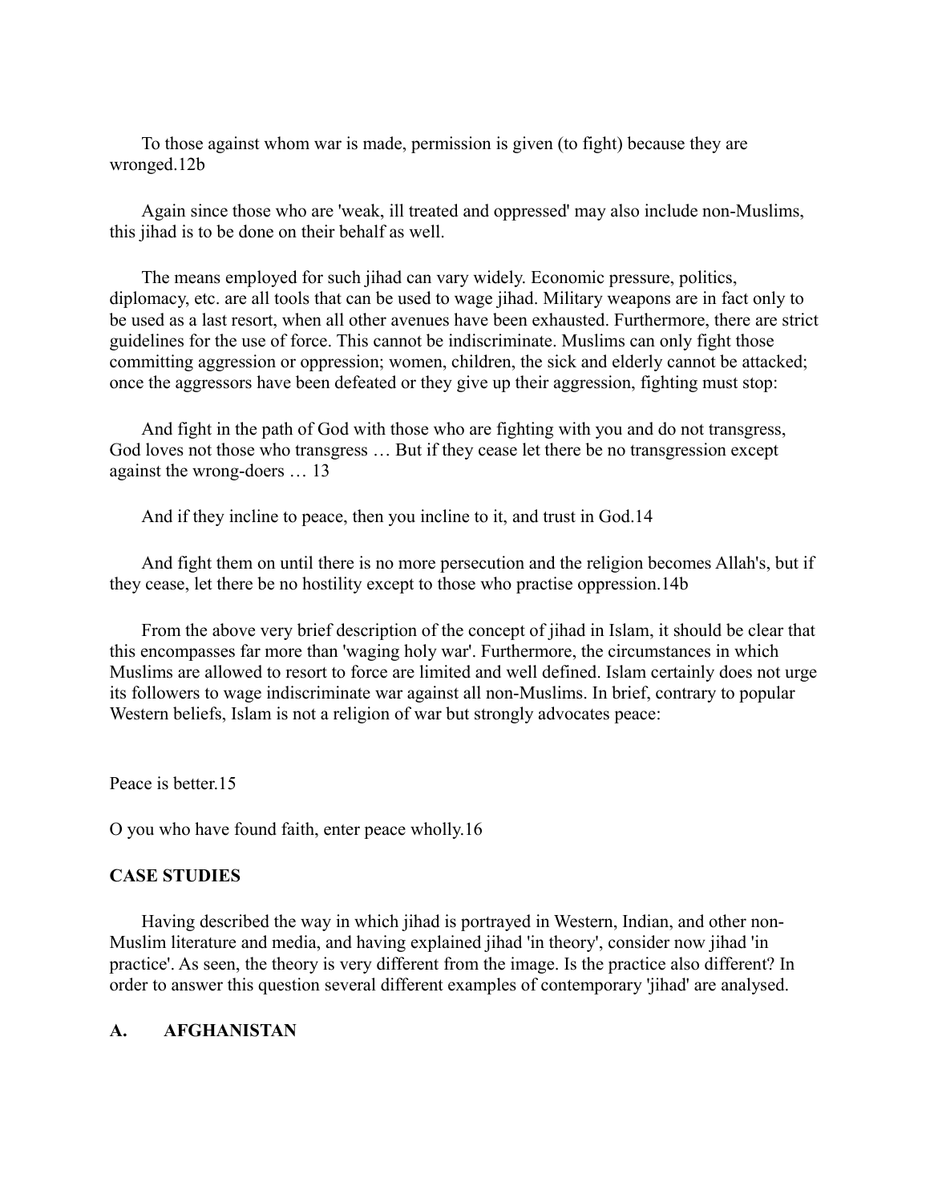To those against whom war is made, permission is given (to fight) because they are wronged.12b

Again since those who are 'weak, ill treated and oppressed' may also include non-Muslims, this jihad is to be done on their behalf as well.

The means employed for such jihad can vary widely. Economic pressure, politics, diplomacy, etc. are all tools that can be used to wage jihad. Military weapons are in fact only to be used as a last resort, when all other avenues have been exhausted. Furthermore, there are strict guidelines for the use of force. This cannot be indiscriminate. Muslims can only fight those committing aggression or oppression; women, children, the sick and elderly cannot be attacked; once the aggressors have been defeated or they give up their aggression, fighting must stop:

And fight in the path of God with those who are fighting with you and do not transgress, God loves not those who transgress … But if they cease let there be no transgression except against the wrong-doers … 13

And if they incline to peace, then you incline to it, and trust in God.14

And fight them on until there is no more persecution and the religion becomes Allah's, but if they cease, let there be no hostility except to those who practise oppression.14b

From the above very brief description of the concept of jihad in Islam, it should be clear that this encompasses far more than 'waging holy war'. Furthermore, the circumstances in which Muslims are allowed to resort to force are limited and well defined. Islam certainly does not urge its followers to wage indiscriminate war against all non-Muslims. In brief, contrary to popular Western beliefs, Islam is not a religion of war but strongly advocates peace:

Peace is better.15

O you who have found faith, enter peace wholly.16

## CASE STUDIES

Having described the way in which jihad is portrayed in Western, Indian, and other non-Muslim literature and media, and having explained jihad 'in theory', consider now jihad 'in practice'. As seen, the theory is very different from the image. Is the practice also different? In order to answer this question several different examples of contemporary 'jihad' are analysed.

### A. AFGHANISTAN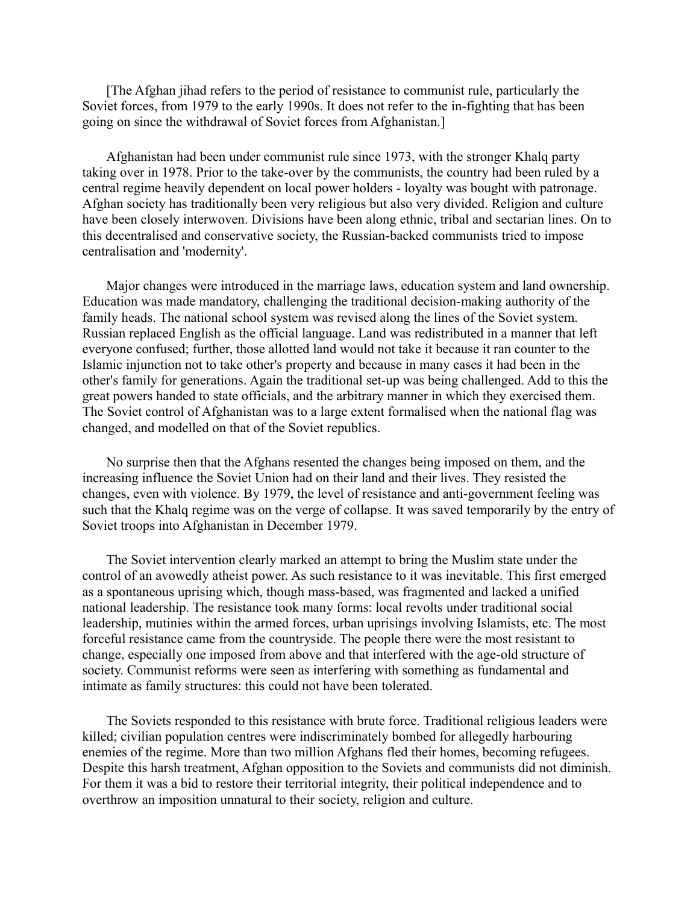[The Afghan jihad refers to the period of resistance to communist rule, particularly the Soviet forces, from 1979 to the early 1990s. It does not refer to the in-fighting that has been going on since the withdrawal of Soviet forces from Afghanistan.]

Afghanistan had been under communist rule since 1973, with the stronger Khalq party taking over in 1978. Prior to the take-over by the communists, the country had been ruled by a central regime heavily dependent on local power holders - loyalty was bought with patronage. Afghan society has traditionally been very religious but also very divided. Religion and culture have been closely interwoven. Divisions have been along ethnic, tribal and sectarian lines. On to this decentralised and conservative society, the Russian-backed communists tried to impose centralisation and 'modernity'.

Major changes were introduced in the marriage laws, education system and land ownership. Education was made mandatory, challenging the traditional decision-making authority of the family heads. The national school system was revised along the lines of the Soviet system. Russian replaced English as the official language. Land was redistributed in a manner that left everyone confused; further, those allotted land would not take it because it ran counter to the Islamic injunction not to take other's property and because in many cases it had been in the other's family for generations. Again the traditional set-up was being challenged. Add to this the great powers handed to state officials, and the arbitrary manner in which they exercised them. The Soviet control of Afghanistan was to a large extent formalised when the national flag was changed, and modelled on that of the Soviet republics.

No surprise then that the Afghans resented the changes being imposed on them, and the increasing influence the Soviet Union had on their land and their lives. They resisted the changes, even with violence. By 1979, the level of resistance and anti-government feeling was such that the Khalq regime was on the verge of collapse. It was saved temporarily by the entry of Soviet troops into Afghanistan in December 1979.

The Soviet intervention clearly marked an attempt to bring the Muslim state under the control of an avowedly atheist power. As such resistance to it was inevitable. This first emerged as a spontaneous uprising which, though mass-based, was fragmented and lacked a unified national leadership. The resistance took many forms: local revolts under traditional social leadership, mutinies within the armed forces, urban uprisings involving Islamists, etc. The most forceful resistance came from the countryside. The people there were the most resistant to change, especially one imposed from above and that interfered with the age-old structure of society. Communist reforms were seen as interfering with something as fundamental and intimate as family structures: this could not have been tolerated.

The Soviets responded to this resistance with brute force. Traditional religious leaders were killed; civilian population centres were indiscriminately bombed for allegedly harbouring enemies of the regime. More than two million Afghans fled their homes, becoming refugees. Despite this harsh treatment, Afghan opposition to the Soviets and communists did not diminish. For them it was a bid to restore their territorial integrity, their political independence and to overthrow an imposition unnatural to their society, religion and culture.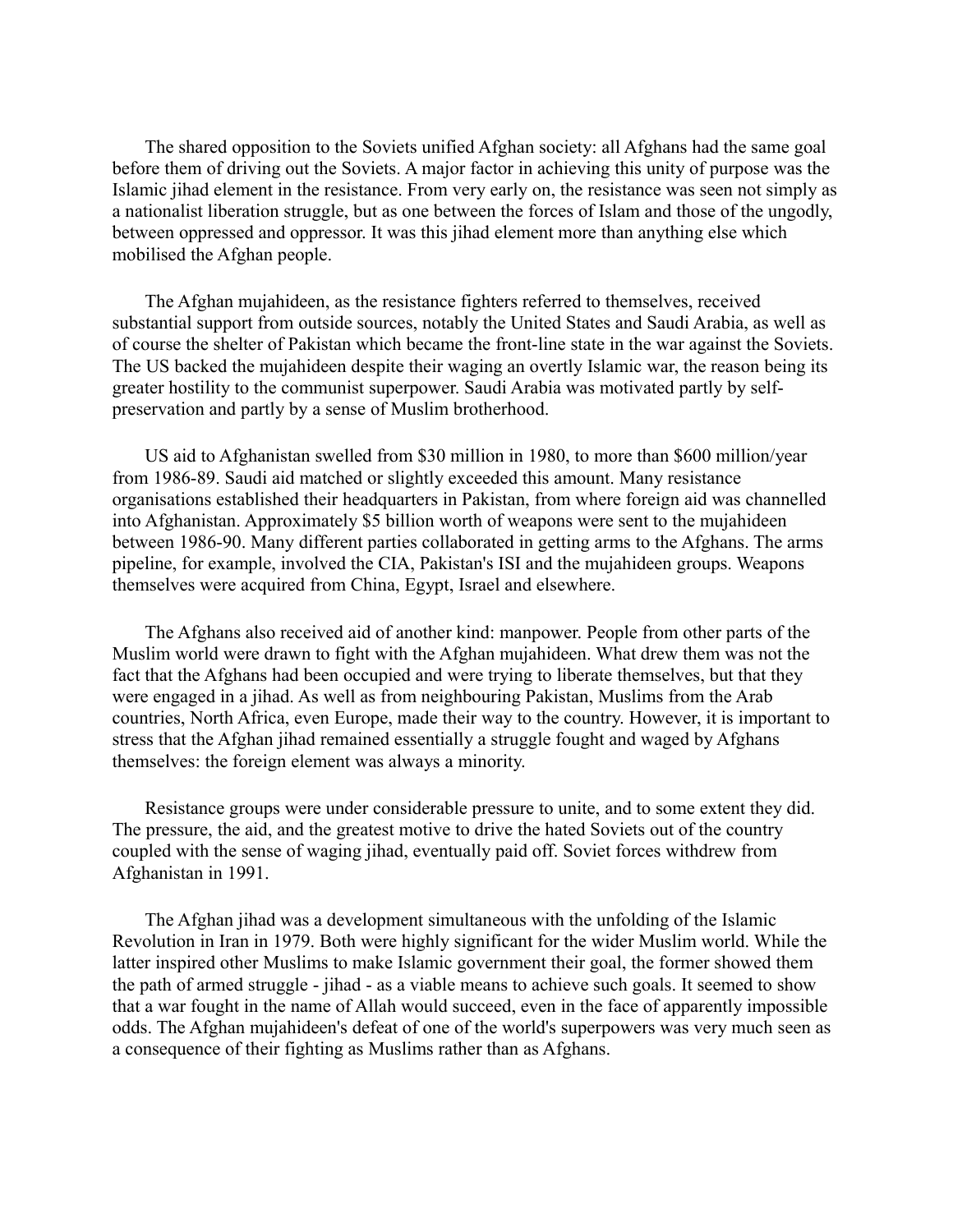The shared opposition to the Soviets unified Afghan society: all Afghans had the same goal before them of driving out the Soviets. A major factor in achieving this unity of purpose was the Islamic jihad element in the resistance. From very early on, the resistance was seen not simply as a nationalist liberation struggle, but as one between the forces of Islam and those of the ungodly, between oppressed and oppressor. It was this jihad element more than anything else which mobilised the Afghan people.

The Afghan mujahideen, as the resistance fighters referred to themselves, received substantial support from outside sources, notably the United States and Saudi Arabia, as well as of course the shelter of Pakistan which became the front-line state in the war against the Soviets. The US backed the mujahideen despite their waging an overtly Islamic war, the reason being its greater hostility to the communist superpower. Saudi Arabia was motivated partly by self-preservation and partly by a sense of Muslim brotherhood.

US aid to Afghanistan swelled from $30 million in 1980, to more than $600 million/year from 1986-89. Saudi aid matched or slightly exceeded this amount. Many resistance organisations established their headquarters in Pakistan, from where foreign aid was channelled into Afghanistan. Approximately $5 billion worth of weapons were sent to the mujahideen between 1986-90. Many different parties collaborated in getting arms to the Afghans. The arms pipeline, for example, involved the CIA, Pakistan's ISI and the mujahideen groups. Weapons themselves were acquired from China, Egypt, Israel and elsewhere.

The Afghans also received aid of another kind: manpower. People from other parts of the Muslim world were drawn to fight with the Afghan mujahideen. What drew them was not the fact that the Afghans had been occupied and were trying to liberate themselves, but that they were engaged in a jihad. As well as from neighbouring Pakistan, Muslims from the Arab countries, North Africa, even Europe, made their way to the country. However, it is important to stress that the Afghan jihad remained essentially a struggle fought and waged by Afghans themselves: the foreign element was always a minority.

Resistance groups were under considerable pressure to unite, and to some extent they did. The pressure, the aid, and the greatest motive to drive the hated Soviets out of the country coupled with the sense of waging jihad, eventually paid off. Soviet forces withdrew from Afghanistan in 1991.

The Afghan jihad was a development simultaneous with the unfolding of the Islamic Revolution in Iran in 1979. Both were highly significant for the wider Muslim world. While the latter inspired other Muslims to make Islamic government their goal, the former showed them the path of armed struggle - jihad - as a viable means to achieve such goals. It seemed to show that a war fought in the name of Allah would succeed, even in the face of apparently impossible odds. The Afghan mujahideen's defeat of one of the world's superpowers was very much seen as a consequence of their fighting as Muslims rather than as Afghans.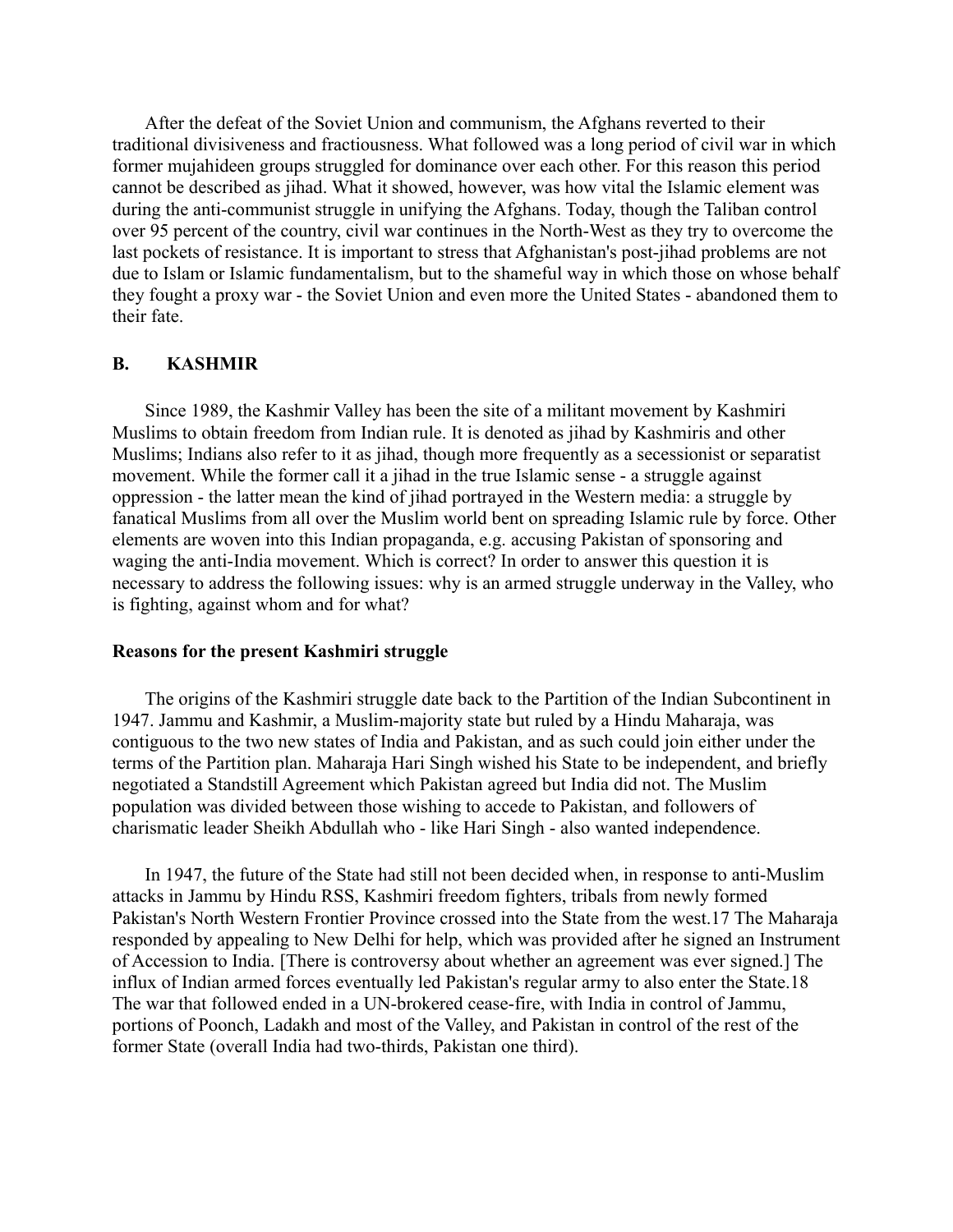After the defeat of the Soviet Union and communism, the Afghans reverted to their traditional divisiveness and fractiousness. What followed was a long period of civil war in which former mujahideen groups struggled for dominance over each other. For this reason this period cannot be described as jihad. What it showed, however, was how vital the Islamic element was during the anti-communist struggle in unifying the Afghans. Today, though the Taliban control over 95 percent of the country, civil war continues in the North-West as they try to overcome the last pockets of resistance. It is important to stress that Afghanistan's post-jihad problems are not due to Islam or Islamic fundamentalism, but to the shameful way in which those on whose behalf they fought a proxy war - the Soviet Union and even more the United States - abandoned them to their fate.

## B. KASHMIR

Since 1989, the Kashmir Valley has been the site of a militant movement by Kashmiri Muslims to obtain freedom from Indian rule. It is denoted as jihad by Kashmiris and other Muslims; Indians also refer to it as jihad, though more frequently as a secessionist or separatist movement. While the former call it a jihad in the true Islamic sense - a struggle against oppression - the latter mean the kind of jihad portrayed in the Western media: a struggle by fanatical Muslims from all over the Muslim world bent on spreading Islamic rule by force. Other elements are woven into this Indian propaganda, e.g. accusing Pakistan of sponsoring and waging the anti-India movement. Which is correct? In order to answer this question it is necessary to address the following issues: why is an armed struggle underway in the Valley, who is fighting, against whom and for what?

### Reasons for the present Kashmiri struggle

The origins of the Kashmiri struggle date back to the Partition of the Indian Subcontinent in 1947. Jammu and Kashmir, a Muslim-majority state but ruled by a Hindu Maharaja, was contiguous to the two new states of India and Pakistan, and as such could join either under the terms of the Partition plan. Maharaja Hari Singh wished his State to be independent, and briefly negotiated a Standstill Agreement which Pakistan agreed but India did not. The Muslim population was divided between those wishing to accede to Pakistan, and followers of charismatic leader Sheikh Abdullah who - like Hari Singh - also wanted independence.

In 1947, the future of the State had still not been decided when, in response to anti-Muslim attacks in Jammu by Hindu RSS, Kashmiri freedom fighters, tribals from newly formed Pakistan's North Western Frontier Province crossed into the State from the west.[17] The Maharaja responded by appealing to New Delhi for help, which was provided after he signed an Instrument of Accession to India. [There is controversy about whether an agreement was ever signed.] The influx of Indian armed forces eventually led Pakistan's regular army to also enter the State.[18] The war that followed ended in a UN-brokered cease-fire, with India in control of Jammu, portions of Poonch, Ladakh and most of the Valley, and Pakistan in control of the rest of the former State (overall India had two-thirds, Pakistan one third).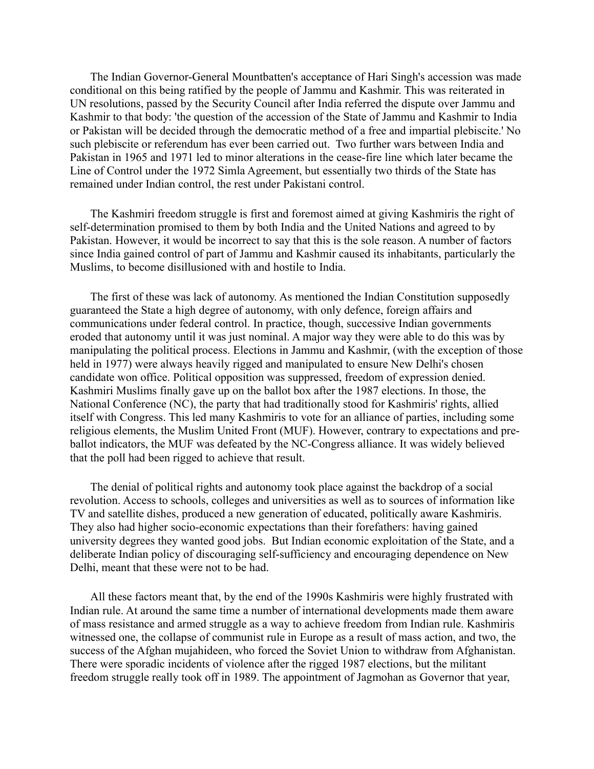The Indian Governor-General Mountbatten's acceptance of Hari Singh's accession was made conditional on this being ratified by the people of Jammu and Kashmir. This was reiterated in UN resolutions, passed by the Security Council after India referred the dispute over Jammu and Kashmir to that body: 'the question of the accession of the State of Jammu and Kashmir to India or Pakistan will be decided through the democratic method of a free and impartial plebiscite.' No such plebiscite or referendum has ever been carried out. Two further wars between India and Pakistan in 1965 and 1971 led to minor alterations in the cease-fire line which later became the Line of Control under the 1972 Simla Agreement, but essentially two thirds of the State has remained under Indian control, the rest under Pakistani control.

The Kashmiri freedom struggle is first and foremost aimed at giving Kashmiris the right of self-determination promised to them by both India and the United Nations and agreed to by Pakistan. However, it would be incorrect to say that this is the sole reason. A number of factors since India gained control of part of Jammu and Kashmir caused its inhabitants, particularly the Muslims, to become disillusioned with and hostile to India.

The first of these was lack of autonomy. As mentioned the Indian Constitution supposedly guaranteed the State a high degree of autonomy, with only defence, foreign affairs and communications under federal control. In practice, though, successive Indian governments eroded that autonomy until it was just nominal. A major way they were able to do this was by manipulating the political process. Elections in Jammu and Kashmir, (with the exception of those held in 1977) were always heavily rigged and manipulated to ensure New Delhi's chosen candidate won office. Political opposition was suppressed, freedom of expression denied. Kashmiri Muslims finally gave up on the ballot box after the 1987 elections. In those, the National Conference (NC), the party that had traditionally stood for Kashmiris' rights, allied itself with Congress. This led many Kashmiris to vote for an alliance of parties, including some religious elements, the Muslim United Front (MUF). However, contrary to expectations and pre-ballot indicators, the MUF was defeated by the NC-Congress alliance. It was widely believed that the poll had been rigged to achieve that result.

The denial of political rights and autonomy took place against the backdrop of a social revolution. Access to schools, colleges and universities as well as to sources of information like TV and satellite dishes, produced a new generation of educated, politically aware Kashmiris. They also had higher socio-economic expectations than their forefathers: having gained university degrees they wanted good jobs. But Indian economic exploitation of the State, and a deliberate Indian policy of discouraging self-sufficiency and encouraging dependence on New Delhi, meant that these were not to be had.

All these factors meant that, by the end of the 1990s Kashmiris were highly frustrated with Indian rule. At around the same time a number of international developments made them aware of mass resistance and armed struggle as a way to achieve freedom from Indian rule. Kashmiris witnessed one, the collapse of communist rule in Europe as a result of mass action, and two, the success of the Afghan mujahideen, who forced the Soviet Union to withdraw from Afghanistan. There were sporadic incidents of violence after the rigged 1987 elections, but the militant freedom struggle really took off in 1989. The appointment of Jagmohan as Governor that year,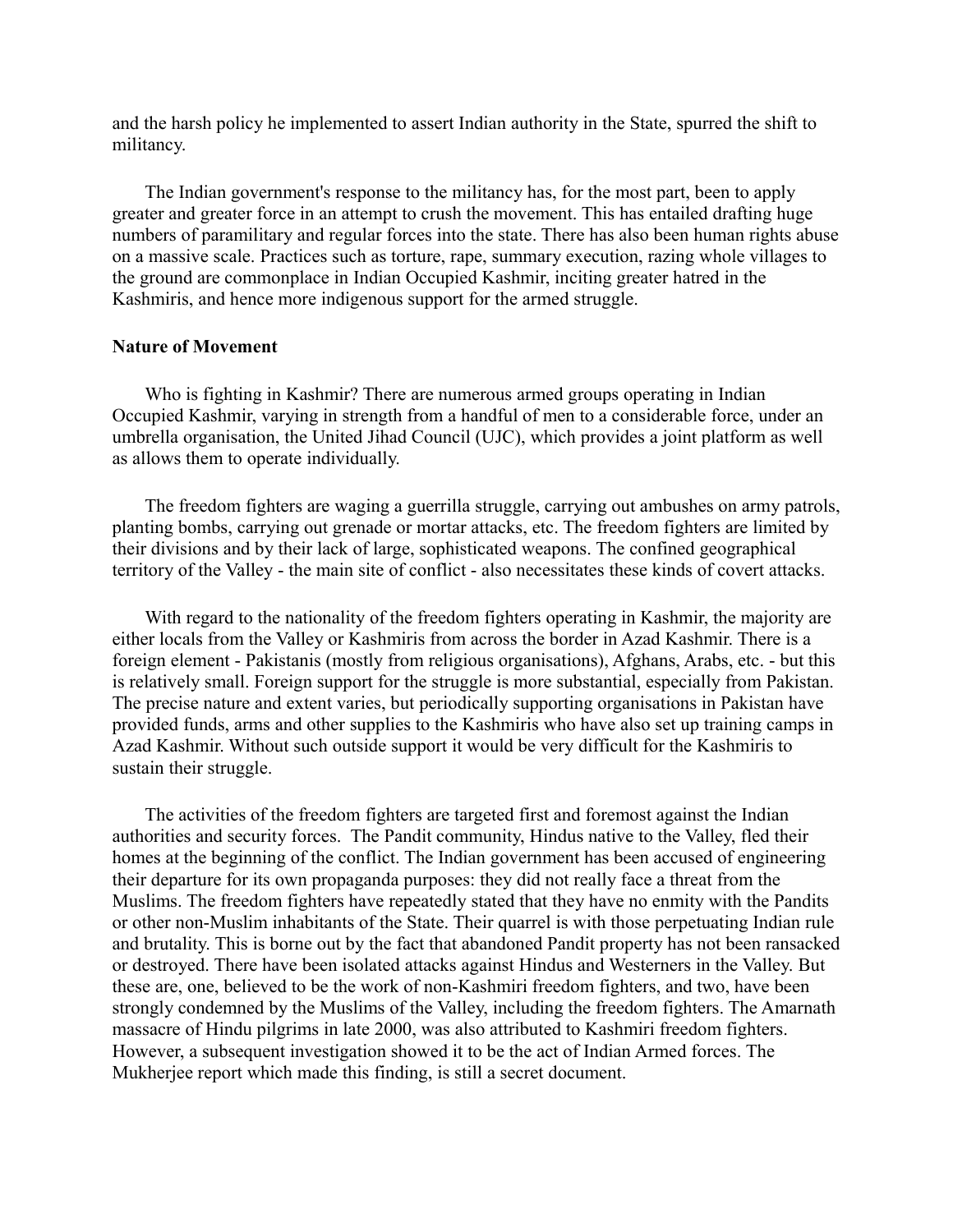and the harsh policy he implemented to assert Indian authority in the State, spurred the shift to militancy.

The Indian government's response to the militancy has, for the most part, been to apply greater and greater force in an attempt to crush the movement. This has entailed drafting huge numbers of paramilitary and regular forces into the state. There has also been human rights abuse on a massive scale. Practices such as torture, rape, summary execution, razing whole villages to the ground are commonplace in Indian Occupied Kashmir, inciting greater hatred in the Kashmiris, and hence more indigenous support for the armed struggle.

**Nature of Movement**

Who is fighting in Kashmir? There are numerous armed groups operating in Indian Occupied Kashmir, varying in strength from a handful of men to a considerable force, under an umbrella organisation, the United Jihad Council (UJC), which provides a joint platform as well as allows them to operate individually.

The freedom fighters are waging a guerrilla struggle, carrying out ambushes on army patrols, planting bombs, carrying out grenade or mortar attacks, etc. The freedom fighters are limited by their divisions and by their lack of large, sophisticated weapons. The confined geographical territory of the Valley - the main site of conflict - also necessitates these kinds of covert attacks.

With regard to the nationality of the freedom fighters operating in Kashmir, the majority are either locals from the Valley or Kashmiris from across the border in Azad Kashmir. There is a foreign element - Pakistanis (mostly from religious organisations), Afghans, Arabs, etc. - but this is relatively small. Foreign support for the struggle is more substantial, especially from Pakistan. The precise nature and extent varies, but periodically supporting organisations in Pakistan have provided funds, arms and other supplies to the Kashmiris who have also set up training camps in Azad Kashmir. Without such outside support it would be very difficult for the Kashmiris to sustain their struggle.

The activities of the freedom fighters are targeted first and foremost against the Indian authorities and security forces. The Pandit community, Hindus native to the Valley, fled their homes at the beginning of the conflict. The Indian government has been accused of engineering their departure for its own propaganda purposes: they did not really face a threat from the Muslims. The freedom fighters have repeatedly stated that they have no enmity with the Pandits or other non-Muslim inhabitants of the State. Their quarrel is with those perpetuating Indian rule and brutality. This is borne out by the fact that abandoned Pandit property has not been ransacked or destroyed. There have been isolated attacks against Hindus and Westerners in the Valley. But these are, one, believed to be the work of non-Kashmiri freedom fighters, and two, have been strongly condemned by the Muslims of the Valley, including the freedom fighters. The Amarnath massacre of Hindu pilgrims in late 2000, was also attributed to Kashmiri freedom fighters. However, a subsequent investigation showed it to be the act of Indian Armed forces. The Mukherjee report which made this finding, is still a secret document.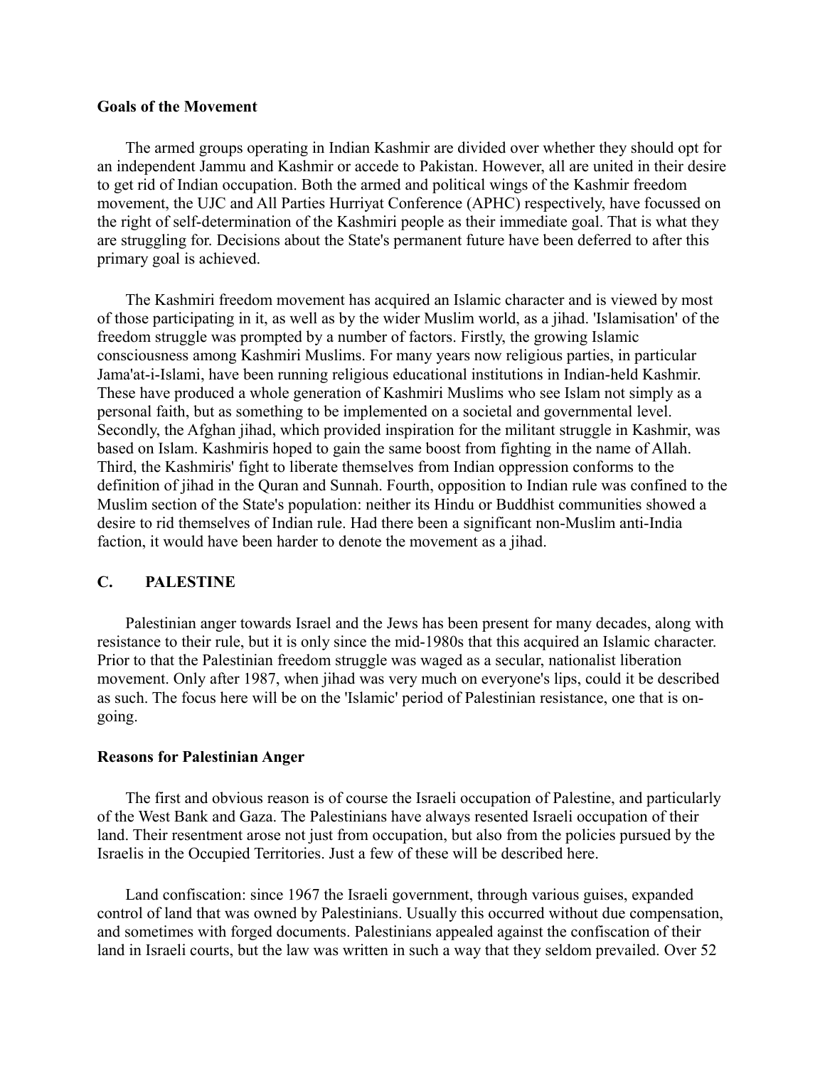**Goals of the Movement**

The armed groups operating in Indian Kashmir are divided over whether they should opt for an independent Jammu and Kashmir or accede to Pakistan. However, all are united in their desire to get rid of Indian occupation. Both the armed and political wings of the Kashmir freedom movement, the UJC and All Parties Hurriyat Conference (APHC) respectively, have focussed on the right of self-determination of the Kashmiri people as their immediate goal. That is what they are struggling for. Decisions about the State's permanent future have been deferred to after this primary goal is achieved.

The Kashmiri freedom movement has acquired an Islamic character and is viewed by most of those participating in it, as well as by the wider Muslim world, as a jihad. 'Islamisation' of the freedom struggle was prompted by a number of factors. Firstly, the growing Islamic consciousness among Kashmiri Muslims. For many years now religious parties, in particular Jama'at-i-Islami, have been running religious educational institutions in Indian-held Kashmir. These have produced a whole generation of Kashmiri Muslims who see Islam not simply as a personal faith, but as something to be implemented on a societal and governmental level. Secondly, the Afghan jihad, which provided inspiration for the militant struggle in Kashmir, was based on Islam. Kashmiris hoped to gain the same boost from fighting in the name of Allah. Third, the Kashmiris' fight to liberate themselves from Indian oppression conforms to the definition of jihad in the Quran and Sunnah. Fourth, opposition to Indian rule was confined to the Muslim section of the State's population: neither its Hindu or Buddhist communities showed a desire to rid themselves of Indian rule. Had there been a significant non-Muslim anti-India faction, it would have been harder to denote the movement as a jihad.

## C. PALESTINE

Palestinian anger towards Israel and the Jews has been present for many decades, along with resistance to their rule, but it is only since the mid-1980s that this acquired an Islamic character. Prior to that the Palestinian freedom struggle was waged as a secular, nationalist liberation movement. Only after 1987, when jihad was very much on everyone's lips, could it be described as such. The focus here will be on the 'Islamic' period of Palestinian resistance, one that is on-going.

**Reasons for Palestinian Anger**

The first and obvious reason is of course the Israeli occupation of Palestine, and particularly of the West Bank and Gaza. The Palestinians have always resented Israeli occupation of their land. Their resentment arose not just from occupation, but also from the policies pursued by the Israelis in the Occupied Territories. Just a few of these will be described here.

Land confiscation: since 1967 the Israeli government, through various guises, expanded control of land that was owned by Palestinians. Usually this occurred without due compensation, and sometimes with forged documents. Palestinians appealed against the confiscation of their land in Israeli courts, but the law was written in such a way that they seldom prevailed. Over 52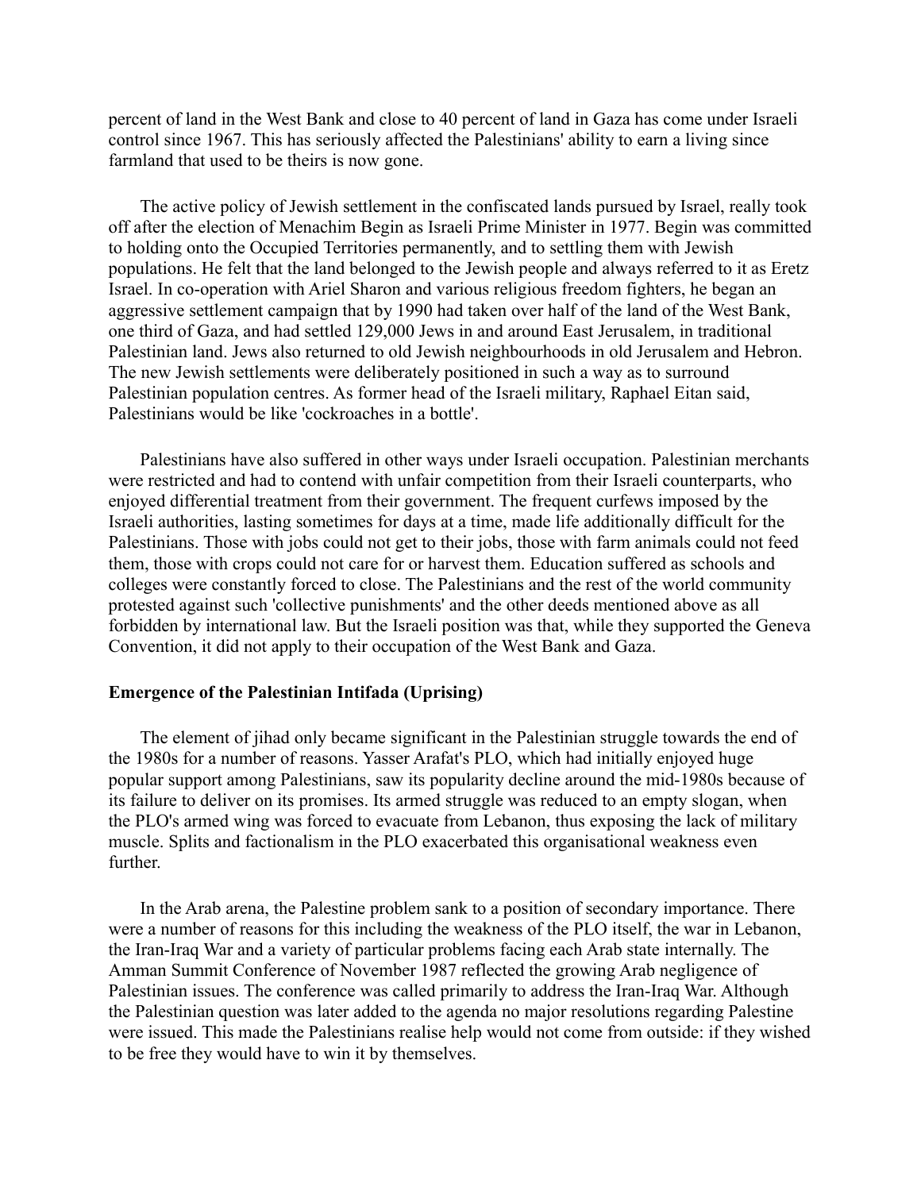percent of land in the West Bank and close to 40 percent of land in Gaza has come under Israeli control since 1967. This has seriously affected the Palestinians' ability to earn a living since farmland that used to be theirs is now gone.

The active policy of Jewish settlement in the confiscated lands pursued by Israel, really took off after the election of Menachim Begin as Israeli Prime Minister in 1977. Begin was committed to holding onto the Occupied Territories permanently, and to settling them with Jewish populations. He felt that the land belonged to the Jewish people and always referred to it as Eretz Israel. In co-operation with Ariel Sharon and various religious freedom fighters, he began an aggressive settlement campaign that by 1990 had taken over half of the land of the West Bank, one third of Gaza, and had settled 129,000 Jews in and around East Jerusalem, in traditional Palestinian land. Jews also returned to old Jewish neighbourhoods in old Jerusalem and Hebron. The new Jewish settlements were deliberately positioned in such a way as to surround Palestinian population centres. As former head of the Israeli military, Raphael Eitan said, Palestinians would be like 'cockroaches in a bottle'.

Palestinians have also suffered in other ways under Israeli occupation. Palestinian merchants were restricted and had to contend with unfair competition from their Israeli counterparts, who enjoyed differential treatment from their government. The frequent curfews imposed by the Israeli authorities, lasting sometimes for days at a time, made life additionally difficult for the Palestinians. Those with jobs could not get to their jobs, those with farm animals could not feed them, those with crops could not care for or harvest them. Education suffered as schools and colleges were constantly forced to close. The Palestinians and the rest of the world community protested against such 'collective punishments' and the other deeds mentioned above as all forbidden by international law. But the Israeli position was that, while they supported the Geneva Convention, it did not apply to their occupation of the West Bank and Gaza.

**Emergence of the Palestinian Intifada (Uprising)**

The element of jihad only became significant in the Palestinian struggle towards the end of the 1980s for a number of reasons. Yasser Arafat's PLO, which had initially enjoyed huge popular support among Palestinians, saw its popularity decline around the mid-1980s because of its failure to deliver on its promises. Its armed struggle was reduced to an empty slogan, when the PLO's armed wing was forced to evacuate from Lebanon, thus exposing the lack of military muscle. Splits and factionalism in the PLO exacerbated this organisational weakness even further.

In the Arab arena, the Palestine problem sank to a position of secondary importance. There were a number of reasons for this including the weakness of the PLO itself, the war in Lebanon, the Iran-Iraq War and a variety of particular problems facing each Arab state internally. The Amman Summit Conference of November 1987 reflected the growing Arab negligence of Palestinian issues. The conference was called primarily to address the Iran-Iraq War. Although the Palestinian question was later added to the agenda no major resolutions regarding Palestine were issued. This made the Palestinians realise help would not come from outside: if they wished to be free they would have to win it by themselves.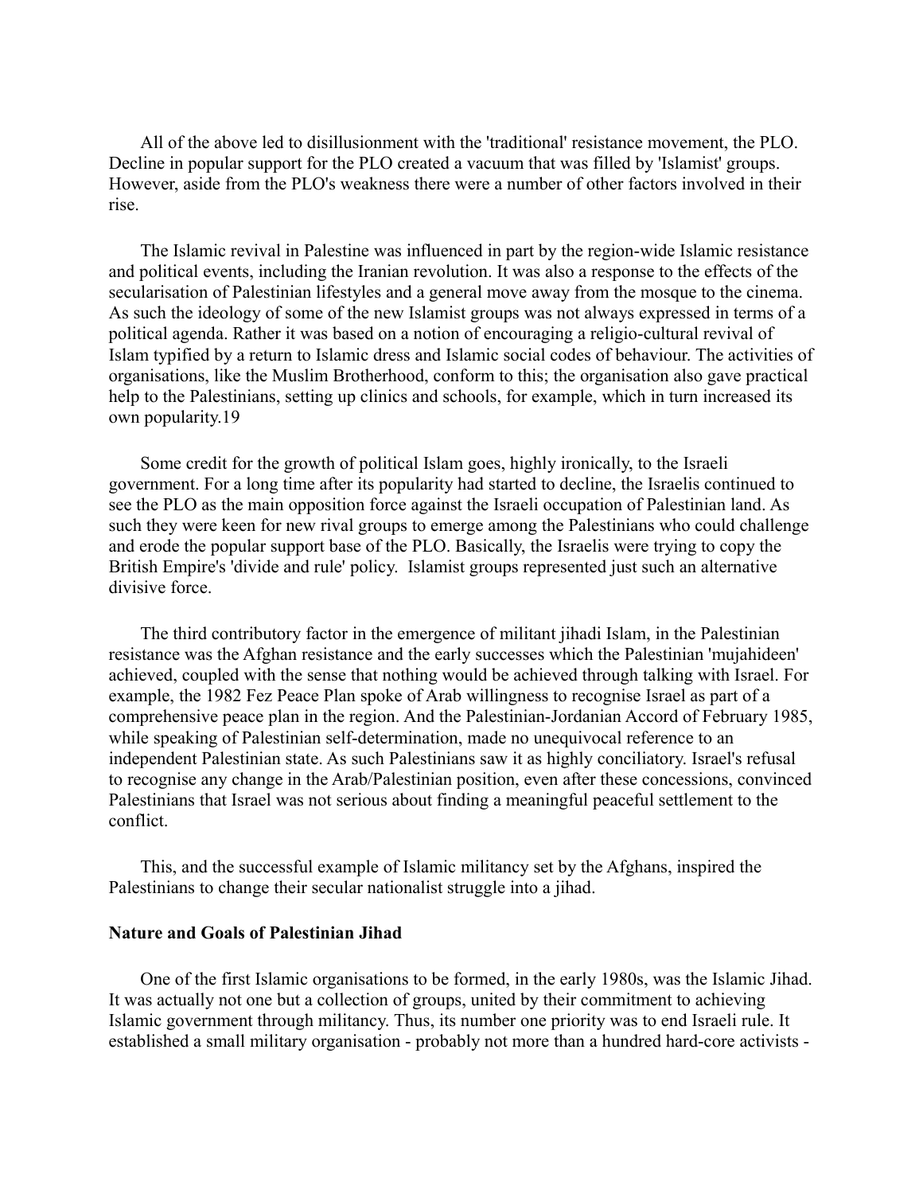All of the above led to disillusionment with the 'traditional' resistance movement, the PLO. Decline in popular support for the PLO created a vacuum that was filled by 'Islamist' groups. However, aside from the PLO's weakness there were a number of other factors involved in their rise.

The Islamic revival in Palestine was influenced in part by the region-wide Islamic resistance and political events, including the Iranian revolution. It was also a response to the effects of the secularisation of Palestinian lifestyles and a general move away from the mosque to the cinema. As such the ideology of some of the new Islamist groups was not always expressed in terms of a political agenda. Rather it was based on a notion of encouraging a religio-cultural revival of Islam typified by a return to Islamic dress and Islamic social codes of behaviour. The activities of organisations, like the Muslim Brotherhood, conform to this; the organisation also gave practical help to the Palestinians, setting up clinics and schools, for example, which in turn increased its own popularity.19

Some credit for the growth of political Islam goes, highly ironically, to the Israeli government. For a long time after its popularity had started to decline, the Israelis continued to see the PLO as the main opposition force against the Israeli occupation of Palestinian land. As such they were keen for new rival groups to emerge among the Palestinians who could challenge and erode the popular support base of the PLO. Basically, the Israelis were trying to copy the British Empire's 'divide and rule' policy. Islamist groups represented just such an alternative divisive force.

The third contributory factor in the emergence of militant jihadi Islam, in the Palestinian resistance was the Afghan resistance and the early successes which the Palestinian 'mujahideen' achieved, coupled with the sense that nothing would be achieved through talking with Israel. For example, the 1982 Fez Peace Plan spoke of Arab willingness to recognise Israel as part of a comprehensive peace plan in the region. And the Palestinian-Jordanian Accord of February 1985, while speaking of Palestinian self-determination, made no unequivocal reference to an independent Palestinian state. As such Palestinians saw it as highly conciliatory. Israel's refusal to recognise any change in the Arab/Palestinian position, even after these concessions, convinced Palestinians that Israel was not serious about finding a meaningful peaceful settlement to the conflict.

This, and the successful example of Islamic militancy set by the Afghans, inspired the Palestinians to change their secular nationalist struggle into a jihad.

**Nature and Goals of Palestinian Jihad**

One of the first Islamic organisations to be formed, in the early 1980s, was the Islamic Jihad. It was actually not one but a collection of groups, united by their commitment to achieving Islamic government through militancy. Thus, its number one priority was to end Israeli rule. It established a small military organisation - probably not more than a hundred hard-core activists -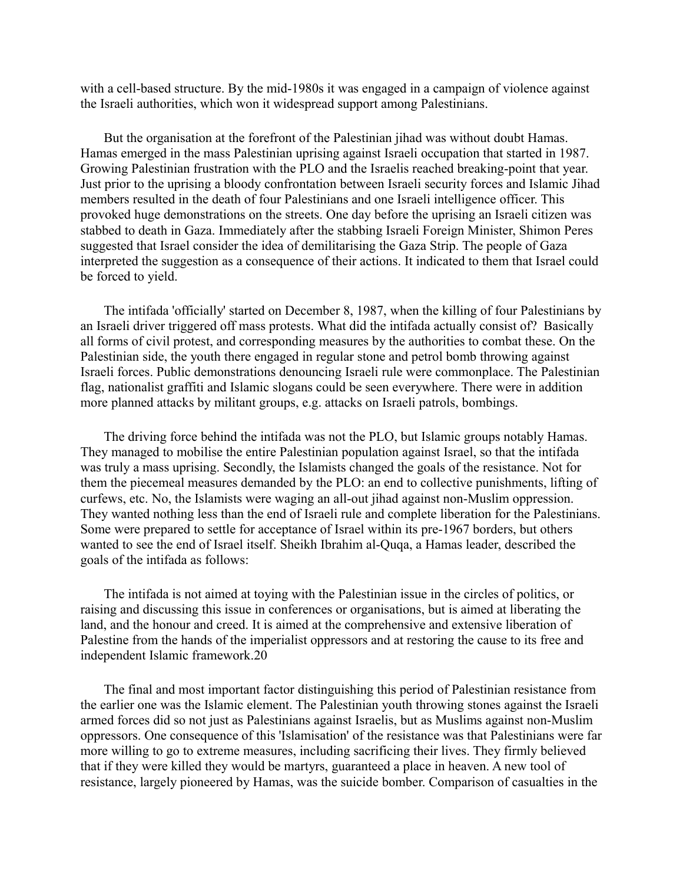with a cell-based structure. By the mid-1980s it was engaged in a campaign of violence against the Israeli authorities, which won it widespread support among Palestinians.

But the organisation at the forefront of the Palestinian jihad was without doubt Hamas. Hamas emerged in the mass Palestinian uprising against Israeli occupation that started in 1987. Growing Palestinian frustration with the PLO and the Israelis reached breaking-point that year. Just prior to the uprising a bloody confrontation between Israeli security forces and Islamic Jihad members resulted in the death of four Palestinians and one Israeli intelligence officer. This provoked huge demonstrations on the streets. One day before the uprising an Israeli citizen was stabbed to death in Gaza. Immediately after the stabbing Israeli Foreign Minister, Shimon Peres suggested that Israel consider the idea of demilitarising the Gaza Strip. The people of Gaza interpreted the suggestion as a consequence of their actions. It indicated to them that Israel could be forced to yield.

The intifada 'officially' started on December 8, 1987, when the killing of four Palestinians by an Israeli driver triggered off mass protests. What did the intifada actually consist of? Basically all forms of civil protest, and corresponding measures by the authorities to combat these. On the Palestinian side, the youth there engaged in regular stone and petrol bomb throwing against Israeli forces. Public demonstrations denouncing Israeli rule were commonplace. The Palestinian flag, nationalist graffiti and Islamic slogans could be seen everywhere. There were in addition more planned attacks by militant groups, e.g. attacks on Israeli patrols, bombings.

The driving force behind the intifada was not the PLO, but Islamic groups notably Hamas. They managed to mobilise the entire Palestinian population against Israel, so that the intifada was truly a mass uprising. Secondly, the Islamists changed the goals of the resistance. Not for them the piecemeal measures demanded by the PLO: an end to collective punishments, lifting of curfews, etc. No, the Islamists were waging an all-out jihad against non-Muslim oppression. They wanted nothing less than the end of Israeli rule and complete liberation for the Palestinians. Some were prepared to settle for acceptance of Israel within its pre-1967 borders, but others wanted to see the end of Israel itself. Sheikh Ibrahim al-Quqa, a Hamas leader, described the goals of the intifada as follows:

> The intifada is not aimed at toying with the Palestinian issue in the circles of politics, or raising and discussing this issue in conferences or organisations, but is aimed at liberating the land, and the honour and creed. It is aimed at the comprehensive and extensive liberation of Palestine from the hands of the imperialist oppressors and at restoring the cause to its free and independent Islamic framework.[20]

The final and most important factor distinguishing this period of Palestinian resistance from the earlier one was the Islamic element. The Palestinian youth throwing stones against the Israeli armed forces did so not just as Palestinians against Israelis, but as Muslims against non-Muslim oppressors. One consequence of this 'Islamisation' of the resistance was that Palestinians were far more willing to go to extreme measures, including sacrificing their lives. They firmly believed that if they were killed they would be martyrs, guaranteed a place in heaven. A new tool of resistance, largely pioneered by Hamas, was the suicide bomber. Comparison of casualties in the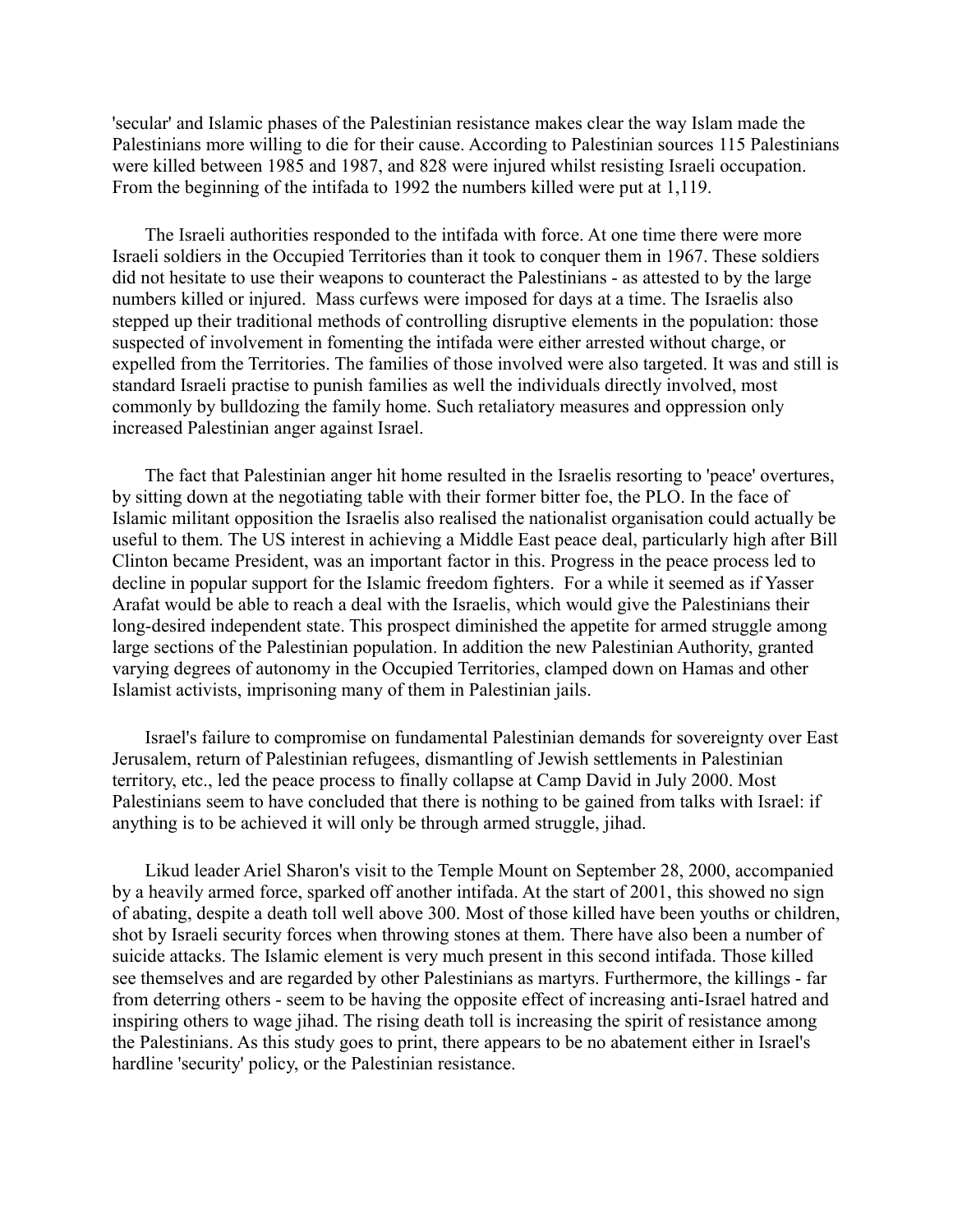'secular' and Islamic phases of the Palestinian resistance makes clear the way Islam made the Palestinians more willing to die for their cause. According to Palestinian sources 115 Palestinians were killed between 1985 and 1987, and 828 were injured whilst resisting Israeli occupation. From the beginning of the intifada to 1992 the numbers killed were put at 1,119.

The Israeli authorities responded to the intifada with force. At one time there were more Israeli soldiers in the Occupied Territories than it took to conquer them in 1967. These soldiers did not hesitate to use their weapons to counteract the Palestinians - as attested to by the large numbers killed or injured. Mass curfews were imposed for days at a time. The Israelis also stepped up their traditional methods of controlling disruptive elements in the population: those suspected of involvement in fomenting the intifada were either arrested without charge, or expelled from the Territories. The families of those involved were also targeted. It was and still is standard Israeli practise to punish families as well the individuals directly involved, most commonly by bulldozing the family home. Such retaliatory measures and oppression only increased Palestinian anger against Israel.

The fact that Palestinian anger hit home resulted in the Israelis resorting to 'peace' overtures, by sitting down at the negotiating table with their former bitter foe, the PLO. In the face of Islamic militant opposition the Israelis also realised the nationalist organisation could actually be useful to them. The US interest in achieving a Middle East peace deal, particularly high after Bill Clinton became President, was an important factor in this. Progress in the peace process led to decline in popular support for the Islamic freedom fighters. For a while it seemed as if Yasser Arafat would be able to reach a deal with the Israelis, which would give the Palestinians their long-desired independent state. This prospect diminished the appetite for armed struggle among large sections of the Palestinian population. In addition the new Palestinian Authority, granted varying degrees of autonomy in the Occupied Territories, clamped down on Hamas and other Islamist activists, imprisoning many of them in Palestinian jails.

Israel's failure to compromise on fundamental Palestinian demands for sovereignty over East Jerusalem, return of Palestinian refugees, dismantling of Jewish settlements in Palestinian territory, etc., led the peace process to finally collapse at Camp David in July 2000. Most Palestinians seem to have concluded that there is nothing to be gained from talks with Israel: if anything is to be achieved it will only be through armed struggle, jihad.

Likud leader Ariel Sharon's visit to the Temple Mount on September 28, 2000, accompanied by a heavily armed force, sparked off another intifada. At the start of 2001, this showed no sign of abating, despite a death toll well above 300. Most of those killed have been youths or children, shot by Israeli security forces when throwing stones at them. There have also been a number of suicide attacks. The Islamic element is very much present in this second intifada. Those killed see themselves and are regarded by other Palestinians as martyrs. Furthermore, the killings - far from deterring others - seem to be having the opposite effect of increasing anti-Israel hatred and inspiring others to wage jihad. The rising death toll is increasing the spirit of resistance among the Palestinians. As this study goes to print, there appears to be no abatement either in Israel's hardline 'security' policy, or the Palestinian resistance.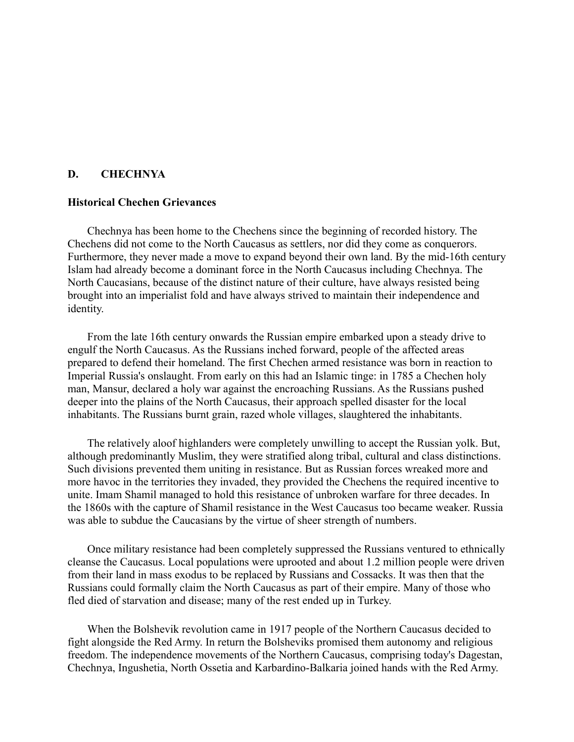## D. CHECHNYA

### Historical Chechen Grievances

Chechnya has been home to the Chechens since the beginning of recorded history. The Chechens did not come to the North Caucasus as settlers, nor did they come as conquerors. Furthermore, they never made a move to expand beyond their own land. By the mid-16th century Islam had already become a dominant force in the North Caucasus including Chechnya. The North Caucasians, because of the distinct nature of their culture, have always resisted being brought into an imperialist fold and have always strived to maintain their independence and identity.

From the late 16th century onwards the Russian empire embarked upon a steady drive to engulf the North Caucasus. As the Russians inched forward, people of the affected areas prepared to defend their homeland. The first Chechen armed resistance was born in reaction to Imperial Russia's onslaught. From early on this had an Islamic tinge: in 1785 a Chechen holy man, Mansur, declared a holy war against the encroaching Russians. As the Russians pushed deeper into the plains of the North Caucasus, their approach spelled disaster for the local inhabitants. The Russians burnt grain, razed whole villages, slaughtered the inhabitants.

The relatively aloof highlanders were completely unwilling to accept the Russian yolk. But, although predominantly Muslim, they were stratified along tribal, cultural and class distinctions. Such divisions prevented them uniting in resistance. But as Russian forces wreaked more and more havoc in the territories they invaded, they provided the Chechens the required incentive to unite. Imam Shamil managed to hold this resistance of unbroken warfare for three decades. In the 1860s with the capture of Shamil resistance in the West Caucasus too became weaker. Russia was able to subdue the Caucasians by the virtue of sheer strength of numbers.

Once military resistance had been completely suppressed the Russians ventured to ethnically cleanse the Caucasus. Local populations were uprooted and about 1.2 million people were driven from their land in mass exodus to be replaced by Russians and Cossacks. It was then that the Russians could formally claim the North Caucasus as part of their empire. Many of those who fled died of starvation and disease; many of the rest ended up in Turkey.

When the Bolshevik revolution came in 1917 people of the Northern Caucasus decided to fight alongside the Red Army. In return the Bolsheviks promised them autonomy and religious freedom. The independence movements of the Northern Caucasus, comprising today's Dagestan, Chechnya, Ingushetia, North Ossetia and Karbardino-Balkaria joined hands with the Red Army.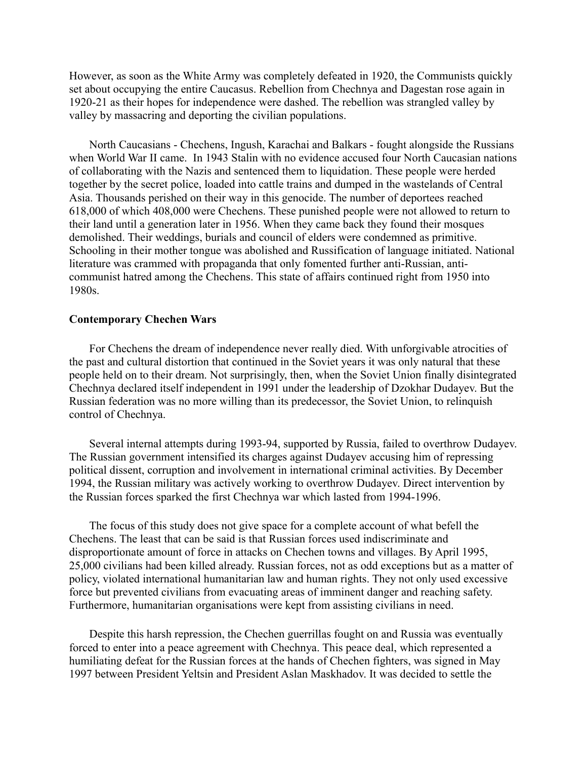However, as soon as the White Army was completely defeated in 1920, the Communists quickly set about occupying the entire Caucasus. Rebellion from Chechnya and Dagestan rose again in 1920-21 as their hopes for independence were dashed. The rebellion was strangled valley by valley by massacring and deporting the civilian populations.

North Caucasians - Chechens, Ingush, Karachai and Balkars - fought alongside the Russians when World War II came. In 1943 Stalin with no evidence accused four North Caucasian nations of collaborating with the Nazis and sentenced them to liquidation. These people were herded together by the secret police, loaded into cattle trains and dumped in the wastelands of Central Asia. Thousands perished on their way in this genocide. The number of deportees reached 618,000 of which 408,000 were Chechens. These punished people were not allowed to return to their land until a generation later in 1956. When they came back they found their mosques demolished. Their weddings, burials and council of elders were condemned as primitive. Schooling in their mother tongue was abolished and Russification of language initiated. National literature was crammed with propaganda that only fomented further anti-Russian, anti-communist hatred among the Chechens. This state of affairs continued right from 1950 into 1980s.

**Contemporary Chechen Wars**

For Chechens the dream of independence never really died. With unforgivable atrocities of the past and cultural distortion that continued in the Soviet years it was only natural that these people held on to their dream. Not surprisingly, then, when the Soviet Union finally disintegrated Chechnya declared itself independent in 1991 under the leadership of Dzokhar Dudayev. But the Russian federation was no more willing than its predecessor, the Soviet Union, to relinquish control of Chechnya.

Several internal attempts during 1993-94, supported by Russia, failed to overthrow Dudayev. The Russian government intensified its charges against Dudayev accusing him of repressing political dissent, corruption and involvement in international criminal activities. By December 1994, the Russian military was actively working to overthrow Dudayev. Direct intervention by the Russian forces sparked the first Chechnya war which lasted from 1994-1996.

The focus of this study does not give space for a complete account of what befell the Chechens. The least that can be said is that Russian forces used indiscriminate and disproportionate amount of force in attacks on Chechen towns and villages. By April 1995, 25,000 civilians had been killed already. Russian forces, not as odd exceptions but as a matter of policy, violated international humanitarian law and human rights. They not only used excessive force but prevented civilians from evacuating areas of imminent danger and reaching safety. Furthermore, humanitarian organisations were kept from assisting civilians in need.

Despite this harsh repression, the Chechen guerrillas fought on and Russia was eventually forced to enter into a peace agreement with Chechnya. This peace deal, which represented a humiliating defeat for the Russian forces at the hands of Chechen fighters, was signed in May 1997 between President Yeltsin and President Aslan Maskhadov. It was decided to settle the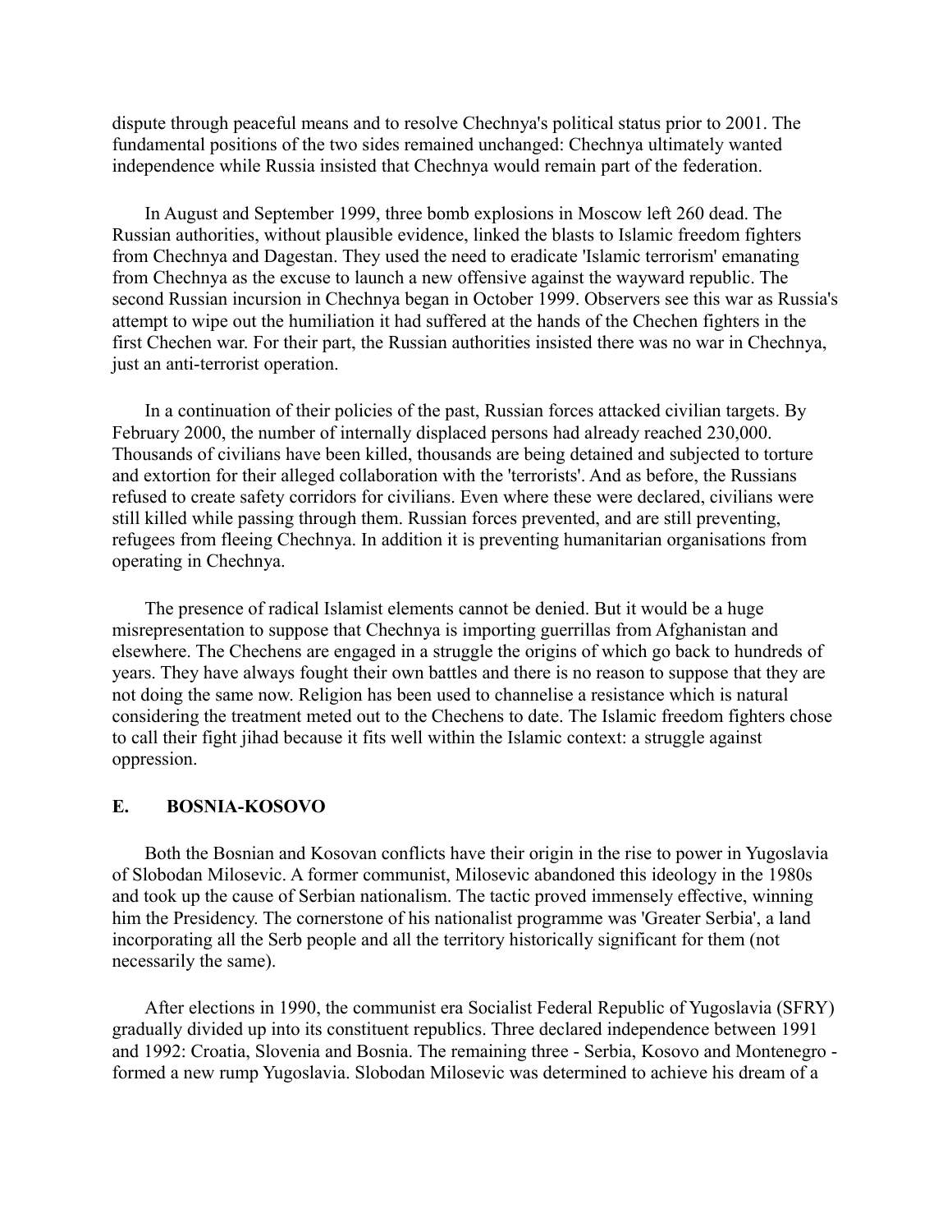dispute through peaceful means and to resolve Chechnya's political status prior to 2001. The fundamental positions of the two sides remained unchanged: Chechnya ultimately wanted independence while Russia insisted that Chechnya would remain part of the federation.

In August and September 1999, three bomb explosions in Moscow left 260 dead. The Russian authorities, without plausible evidence, linked the blasts to Islamic freedom fighters from Chechnya and Dagestan. They used the need to eradicate 'Islamic terrorism' emanating from Chechnya as the excuse to launch a new offensive against the wayward republic. The second Russian incursion in Chechnya began in October 1999. Observers see this war as Russia's attempt to wipe out the humiliation it had suffered at the hands of the Chechen fighters in the first Chechen war. For their part, the Russian authorities insisted there was no war in Chechnya, just an anti-terrorist operation.

In a continuation of their policies of the past, Russian forces attacked civilian targets. By February 2000, the number of internally displaced persons had already reached 230,000. Thousands of civilians have been killed, thousands are being detained and subjected to torture and extortion for their alleged collaboration with the 'terrorists'. And as before, the Russians refused to create safety corridors for civilians. Even where these were declared, civilians were still killed while passing through them. Russian forces prevented, and are still preventing, refugees from fleeing Chechnya. In addition it is preventing humanitarian organisations from operating in Chechnya.

The presence of radical Islamist elements cannot be denied. But it would be a huge misrepresentation to suppose that Chechnya is importing guerrillas from Afghanistan and elsewhere. The Chechens are engaged in a struggle the origins of which go back to hundreds of years. They have always fought their own battles and there is no reason to suppose that they are not doing the same now. Religion has been used to channelise a resistance which is natural considering the treatment meted out to the Chechens to date. The Islamic freedom fighters chose to call their fight jihad because it fits well within the Islamic context: a struggle against oppression.

## E. BOSNIA-KOSOVO

Both the Bosnian and Kosovan conflicts have their origin in the rise to power in Yugoslavia of Slobodan Milosevic. A former communist, Milosevic abandoned this ideology in the 1980s and took up the cause of Serbian nationalism. The tactic proved immensely effective, winning him the Presidency. The cornerstone of his nationalist programme was 'Greater Serbia', a land incorporating all the Serb people and all the territory historically significant for them (not necessarily the same).

After elections in 1990, the communist era Socialist Federal Republic of Yugoslavia (SFRY) gradually divided up into its constituent republics. Three declared independence between 1991 and 1992: Croatia, Slovenia and Bosnia. The remaining three - Serbia, Kosovo and Montenegro - formed a new rump Yugoslavia. Slobodan Milosevic was determined to achieve his dream of a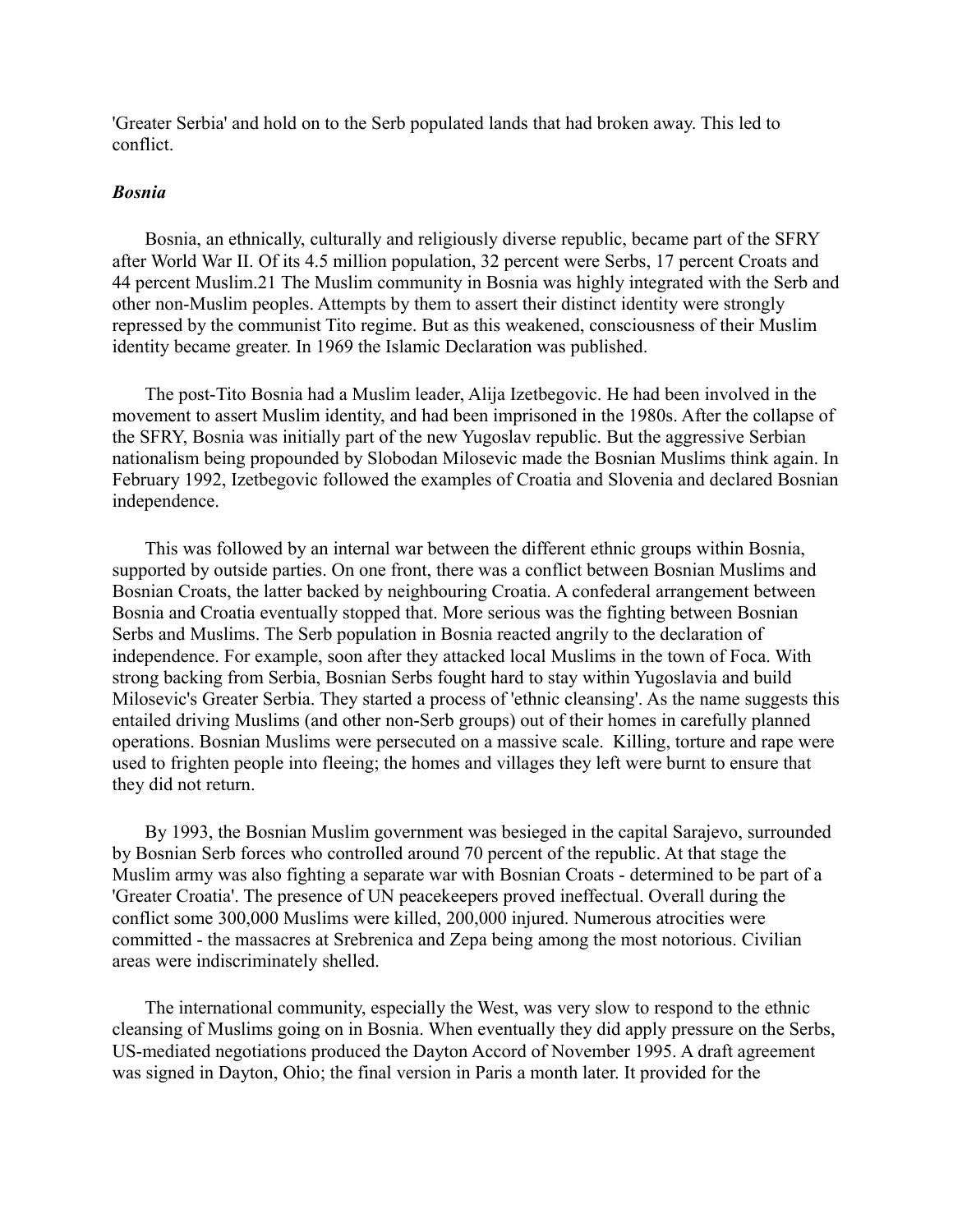'Greater Serbia' and hold on to the Serb populated lands that had broken away. This led to conflict.

### *Bosnia*

Bosnia, an ethnically, culturally and religiously diverse republic, became part of the SFRY after World War II. Of its 4.5 million population, 32 percent were Serbs, 17 percent Croats and 44 percent Muslim.21 The Muslim community in Bosnia was highly integrated with the Serb and other non-Muslim peoples. Attempts by them to assert their distinct identity were strongly repressed by the communist Tito regime. But as this weakened, consciousness of their Muslim identity became greater. In 1969 the Islamic Declaration was published.

The post-Tito Bosnia had a Muslim leader, Alija Izetbegovic. He had been involved in the movement to assert Muslim identity, and had been imprisoned in the 1980s. After the collapse of the SFRY, Bosnia was initially part of the new Yugoslav republic. But the aggressive Serbian nationalism being propounded by Slobodan Milosevic made the Bosnian Muslims think again. In February 1992, Izetbegovic followed the examples of Croatia and Slovenia and declared Bosnian independence.

This was followed by an internal war between the different ethnic groups within Bosnia, supported by outside parties. On one front, there was a conflict between Bosnian Muslims and Bosnian Croats, the latter backed by neighbouring Croatia. A confederal arrangement between Bosnia and Croatia eventually stopped that. More serious was the fighting between Bosnian Serbs and Muslims. The Serb population in Bosnia reacted angrily to the declaration of independence. For example, soon after they attacked local Muslims in the town of Foca. With strong backing from Serbia, Bosnian Serbs fought hard to stay within Yugoslavia and build Milosevic's Greater Serbia. They started a process of 'ethnic cleansing'. As the name suggests this entailed driving Muslims (and other non-Serb groups) out of their homes in carefully planned operations. Bosnian Muslims were persecuted on a massive scale. Killing, torture and rape were used to frighten people into fleeing; the homes and villages they left were burnt to ensure that they did not return.

By 1993, the Bosnian Muslim government was besieged in the capital Sarajevo, surrounded by Bosnian Serb forces who controlled around 70 percent of the republic. At that stage the Muslim army was also fighting a separate war with Bosnian Croats - determined to be part of a 'Greater Croatia'. The presence of UN peacekeepers proved ineffectual. Overall during the conflict some 300,000 Muslims were killed, 200,000 injured. Numerous atrocities were committed - the massacres at Srebrenica and Zepa being among the most notorious. Civilian areas were indiscriminately shelled.

The international community, especially the West, was very slow to respond to the ethnic cleansing of Muslims going on in Bosnia. When eventually they did apply pressure on the Serbs, US-mediated negotiations produced the Dayton Accord of November 1995. A draft agreement was signed in Dayton, Ohio; the final version in Paris a month later. It provided for the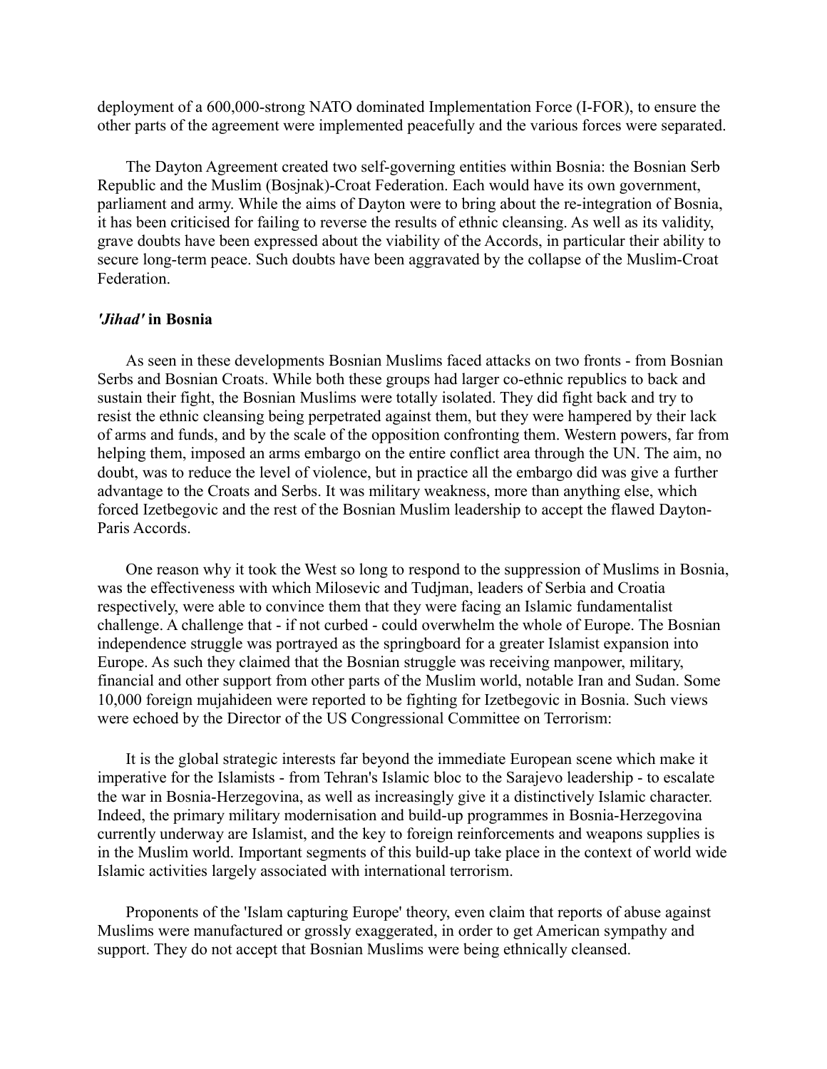deployment of a 600,000-strong NATO dominated Implementation Force (I-FOR), to ensure the other parts of the agreement were implemented peacefully and the various forces were separated.

The Dayton Agreement created two self-governing entities within Bosnia: the Bosnian Serb Republic and the Muslim (Bosjnak)-Croat Federation. Each would have its own government, parliament and army. While the aims of Dayton were to bring about the re-integration of Bosnia, it has been criticised for failing to reverse the results of ethnic cleansing. As well as its validity, grave doubts have been expressed about the viability of the Accords, in particular their ability to secure long-term peace. Such doubts have been aggravated by the collapse of the Muslim-Croat Federation.

### ***'Jihad'*** **in Bosnia**

As seen in these developments Bosnian Muslims faced attacks on two fronts - from Bosnian Serbs and Bosnian Croats. While both these groups had larger co-ethnic republics to back and sustain their fight, the Bosnian Muslims were totally isolated. They did fight back and try to resist the ethnic cleansing being perpetrated against them, but they were hampered by their lack of arms and funds, and by the scale of the opposition confronting them. Western powers, far from helping them, imposed an arms embargo on the entire conflict area through the UN. The aim, no doubt, was to reduce the level of violence, but in practice all the embargo did was give a further advantage to the Croats and Serbs. It was military weakness, more than anything else, which forced Izetbegovic and the rest of the Bosnian Muslim leadership to accept the flawed Dayton-Paris Accords.

One reason why it took the West so long to respond to the suppression of Muslims in Bosnia, was the effectiveness with which Milosevic and Tudjman, leaders of Serbia and Croatia respectively, were able to convince them that they were facing an Islamic fundamentalist challenge. A challenge that - if not curbed - could overwhelm the whole of Europe. The Bosnian independence struggle was portrayed as the springboard for a greater Islamist expansion into Europe. As such they claimed that the Bosnian struggle was receiving manpower, military, financial and other support from other parts of the Muslim world, notable Iran and Sudan. Some 10,000 foreign mujahideen were reported to be fighting for Izetbegovic in Bosnia. Such views were echoed by the Director of the US Congressional Committee on Terrorism:

> It is the global strategic interests far beyond the immediate European scene which make it imperative for the Islamists - from Tehran's Islamic bloc to the Sarajevo leadership - to escalate the war in Bosnia-Herzegovina, as well as increasingly give it a distinctively Islamic character. Indeed, the primary military modernisation and build-up programmes in Bosnia-Herzegovina currently underway are Islamist, and the key to foreign reinforcements and weapons supplies is in the Muslim world. Important segments of this build-up take place in the context of world wide Islamic activities largely associated with international terrorism.

Proponents of the 'Islam capturing Europe' theory, even claim that reports of abuse against Muslims were manufactured or grossly exaggerated, in order to get American sympathy and support. They do not accept that Bosnian Muslims were being ethnically cleansed.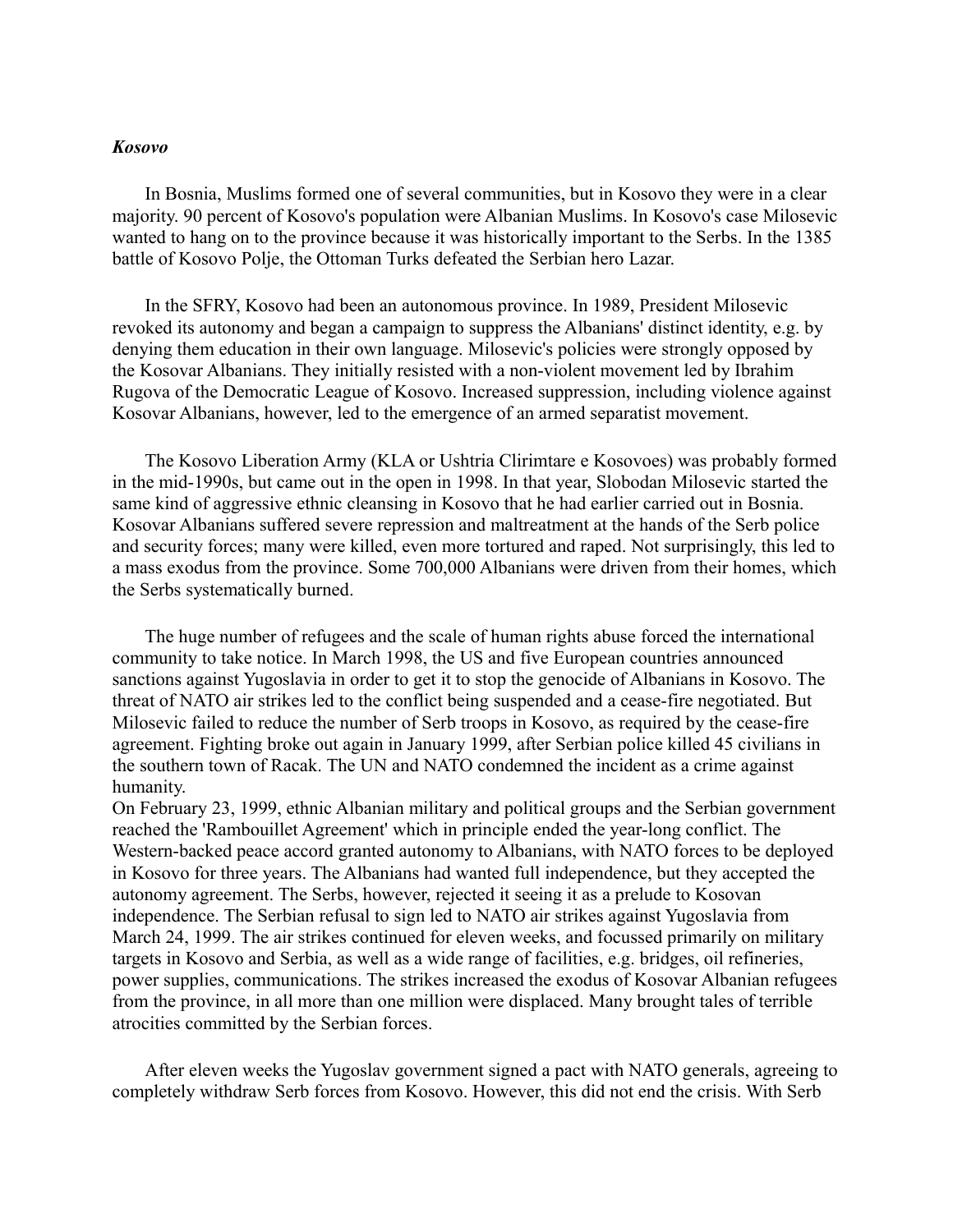***Kosovo***

In Bosnia, Muslims formed one of several communities, but in Kosovo they were in a clear majority. 90 percent of Kosovo's population were Albanian Muslims. In Kosovo's case Milosevic wanted to hang on to the province because it was historically important to the Serbs. In the 1385 battle of Kosovo Polje, the Ottoman Turks defeated the Serbian hero Lazar.

In the SFRY, Kosovo had been an autonomous province. In 1989, President Milosevic revoked its autonomy and began a campaign to suppress the Albanians' distinct identity, e.g. by denying them education in their own language. Milosevic's policies were strongly opposed by the Kosovar Albanians. They initially resisted with a non-violent movement led by Ibrahim Rugova of the Democratic League of Kosovo. Increased suppression, including violence against Kosovar Albanians, however, led to the emergence of an armed separatist movement.

The Kosovo Liberation Army (KLA or Ushtria Clirimtare e Kosovoes) was probably formed in the mid-1990s, but came out in the open in 1998. In that year, Slobodan Milosevic started the same kind of aggressive ethnic cleansing in Kosovo that he had earlier carried out in Bosnia. Kosovar Albanians suffered severe repression and maltreatment at the hands of the Serb police and security forces; many were killed, even more tortured and raped. Not surprisingly, this led to a mass exodus from the province. Some 700,000 Albanians were driven from their homes, which the Serbs systematically burned.

The huge number of refugees and the scale of human rights abuse forced the international community to take notice. In March 1998, the US and five European countries announced sanctions against Yugoslavia in order to get it to stop the genocide of Albanians in Kosovo. The threat of NATO air strikes led to the conflict being suspended and a cease-fire negotiated. But Milosevic failed to reduce the number of Serb troops in Kosovo, as required by the cease-fire agreement. Fighting broke out again in January 1999, after Serbian police killed 45 civilians in the southern town of Racak. The UN and NATO condemned the incident as a crime against humanity.

On February 23, 1999, ethnic Albanian military and political groups and the Serbian government reached the 'Rambouillet Agreement' which in principle ended the year-long conflict. The Western-backed peace accord granted autonomy to Albanians, with NATO forces to be deployed in Kosovo for three years. The Albanians had wanted full independence, but they accepted the autonomy agreement. The Serbs, however, rejected it seeing it as a prelude to Kosovan independence. The Serbian refusal to sign led to NATO air strikes against Yugoslavia from March 24, 1999. The air strikes continued for eleven weeks, and focussed primarily on military targets in Kosovo and Serbia, as well as a wide range of facilities, e.g. bridges, oil refineries, power supplies, communications. The strikes increased the exodus of Kosovar Albanian refugees from the province, in all more than one million were displaced. Many brought tales of terrible atrocities committed by the Serbian forces.

After eleven weeks the Yugoslav government signed a pact with NATO generals, agreeing to completely withdraw Serb forces from Kosovo. However, this did not end the crisis. With Serb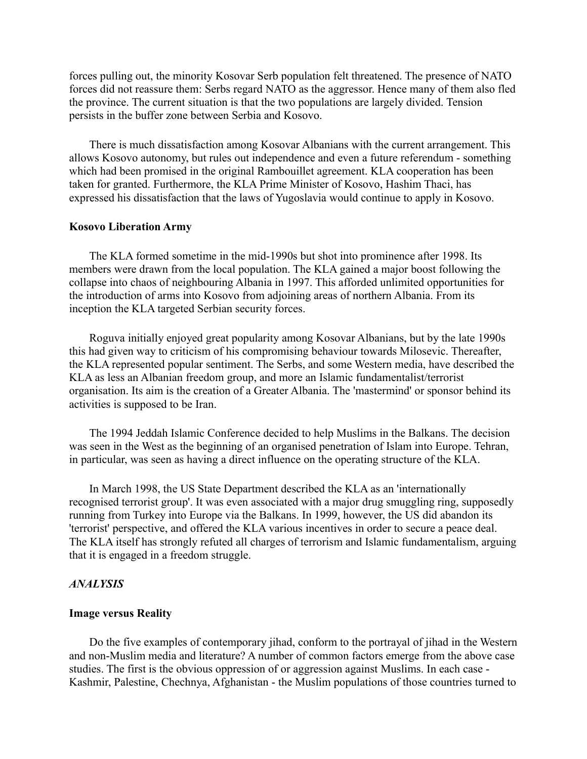forces pulling out, the minority Kosovar Serb population felt threatened. The presence of NATO forces did not reassure them: Serbs regard NATO as the aggressor. Hence many of them also fled the province. The current situation is that the two populations are largely divided. Tension persists in the buffer zone between Serbia and Kosovo.

There is much dissatisfaction among Kosovar Albanians with the current arrangement. This allows Kosovo autonomy, but rules out independence and even a future referendum - something which had been promised in the original Rambouillet agreement. KLA cooperation has been taken for granted. Furthermore, the KLA Prime Minister of Kosovo, Hashim Thaci, has expressed his dissatisfaction that the laws of Yugoslavia would continue to apply in Kosovo.

**Kosovo Liberation Army**

The KLA formed sometime in the mid-1990s but shot into prominence after 1998. Its members were drawn from the local population. The KLA gained a major boost following the collapse into chaos of neighbouring Albania in 1997. This afforded unlimited opportunities for the introduction of arms into Kosovo from adjoining areas of northern Albania. From its inception the KLA targeted Serbian security forces.

Roguva initially enjoyed great popularity among Kosovar Albanians, but by the late 1990s this had given way to criticism of his compromising behaviour towards Milosevic. Thereafter, the KLA represented popular sentiment. The Serbs, and some Western media, have described the KLA as less an Albanian freedom group, and more an Islamic fundamentalist/terrorist organisation. Its aim is the creation of a Greater Albania. The 'mastermind' or sponsor behind its activities is supposed to be Iran.

The 1994 Jeddah Islamic Conference decided to help Muslims in the Balkans. The decision was seen in the West as the beginning of an organised penetration of Islam into Europe. Tehran, in particular, was seen as having a direct influence on the operating structure of the KLA.

In March 1998, the US State Department described the KLA as an 'internationally recognised terrorist group'. It was even associated with a major drug smuggling ring, supposedly running from Turkey into Europe via the Balkans. In 1999, however, the US did abandon its 'terrorist' perspective, and offered the KLA various incentives in order to secure a peace deal. The KLA itself has strongly refuted all charges of terrorism and Islamic fundamentalism, arguing that it is engaged in a freedom struggle.

***ANALYSIS***

**Image versus Reality**

Do the five examples of contemporary jihad, conform to the portrayal of jihad in the Western and non-Muslim media and literature? A number of common factors emerge from the above case studies. The first is the obvious oppression of or aggression against Muslims. In each case - Kashmir, Palestine, Chechnya, Afghanistan - the Muslim populations of those countries turned to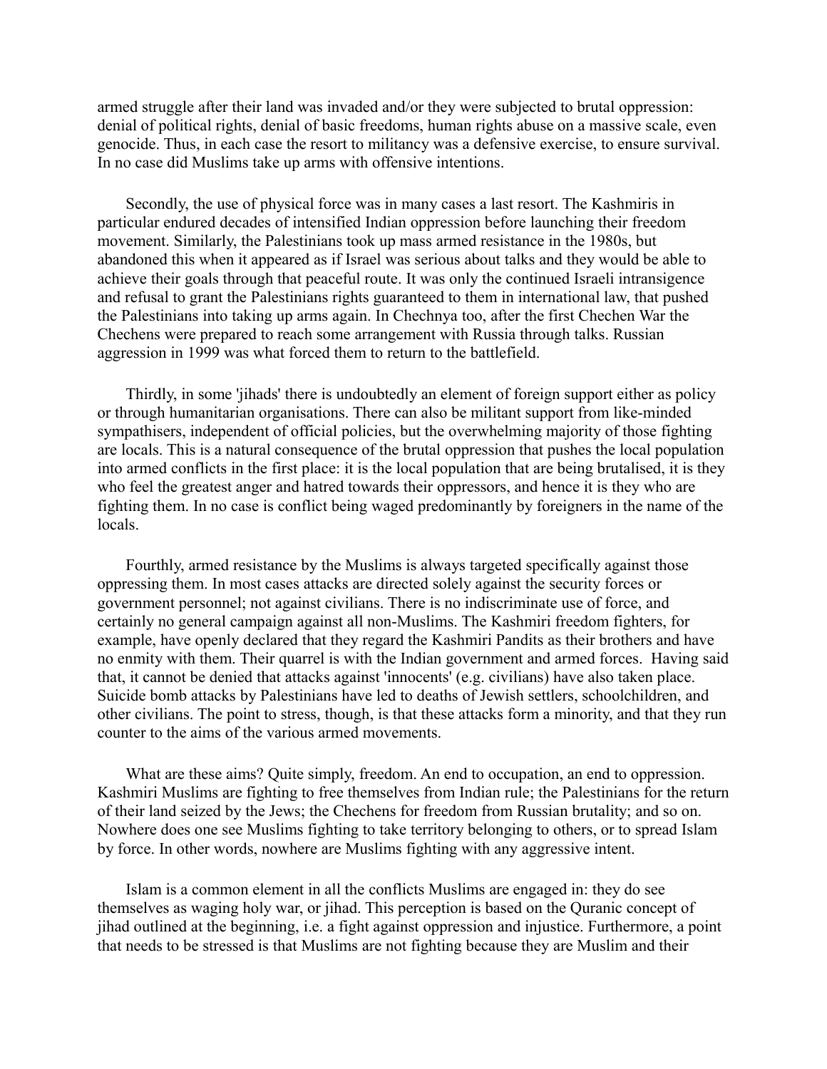armed struggle after their land was invaded and/or they were subjected to brutal oppression: denial of political rights, denial of basic freedoms, human rights abuse on a massive scale, even genocide. Thus, in each case the resort to militancy was a defensive exercise, to ensure survival. In no case did Muslims take up arms with offensive intentions.

Secondly, the use of physical force was in many cases a last resort. The Kashmiris in particular endured decades of intensified Indian oppression before launching their freedom movement. Similarly, the Palestinians took up mass armed resistance in the 1980s, but abandoned this when it appeared as if Israel was serious about talks and they would be able to achieve their goals through that peaceful route. It was only the continued Israeli intransigence and refusal to grant the Palestinians rights guaranteed to them in international law, that pushed the Palestinians into taking up arms again. In Chechnya too, after the first Chechen War the Chechens were prepared to reach some arrangement with Russia through talks. Russian aggression in 1999 was what forced them to return to the battlefield.

Thirdly, in some 'jihads' there is undoubtedly an element of foreign support either as policy or through humanitarian organisations. There can also be militant support from like-minded sympathisers, independent of official policies, but the overwhelming majority of those fighting are locals. This is a natural consequence of the brutal oppression that pushes the local population into armed conflicts in the first place: it is the local population that are being brutalised, it is they who feel the greatest anger and hatred towards their oppressors, and hence it is they who are fighting them. In no case is conflict being waged predominantly by foreigners in the name of the locals.

Fourthly, armed resistance by the Muslims is always targeted specifically against those oppressing them. In most cases attacks are directed solely against the security forces or government personnel; not against civilians. There is no indiscriminate use of force, and certainly no general campaign against all non-Muslims. The Kashmiri freedom fighters, for example, have openly declared that they regard the Kashmiri Pandits as their brothers and have no enmity with them. Their quarrel is with the Indian government and armed forces. Having said that, it cannot be denied that attacks against 'innocents' (e.g. civilians) have also taken place. Suicide bomb attacks by Palestinians have led to deaths of Jewish settlers, schoolchildren, and other civilians. The point to stress, though, is that these attacks form a minority, and that they run counter to the aims of the various armed movements.

What are these aims? Quite simply, freedom. An end to occupation, an end to oppression. Kashmiri Muslims are fighting to free themselves from Indian rule; the Palestinians for the return of their land seized by the Jews; the Chechens for freedom from Russian brutality; and so on. Nowhere does one see Muslims fighting to take territory belonging to others, or to spread Islam by force. In other words, nowhere are Muslims fighting with any aggressive intent.

Islam is a common element in all the conflicts Muslims are engaged in: they do see themselves as waging holy war, or jihad. This perception is based on the Quranic concept of jihad outlined at the beginning, i.e. a fight against oppression and injustice. Furthermore, a point that needs to be stressed is that Muslims are not fighting because they are Muslim and their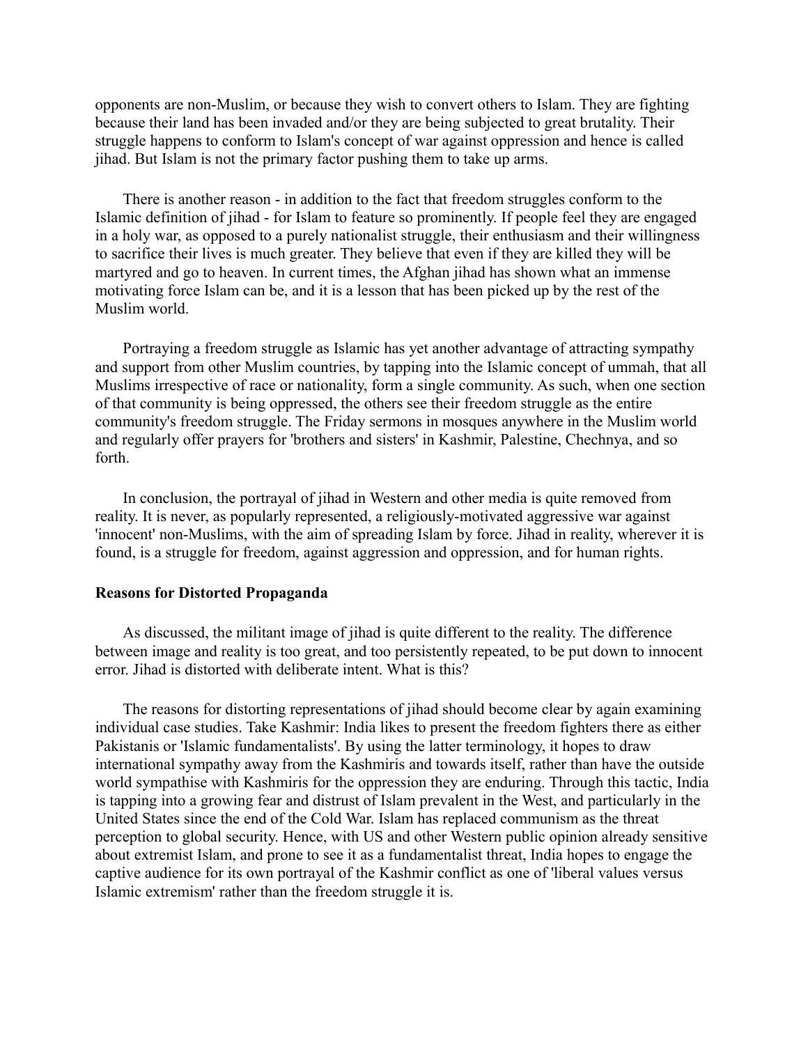opponents are non-Muslim, or because they wish to convert others to Islam. They are fighting because their land has been invaded and/or they are being subjected to great brutality. Their struggle happens to conform to Islam's concept of war against oppression and hence is called jihad. But Islam is not the primary factor pushing them to take up arms.

There is another reason - in addition to the fact that freedom struggles conform to the Islamic definition of jihad - for Islam to feature so prominently. If people feel they are engaged in a holy war, as opposed to a purely nationalist struggle, their enthusiasm and their willingness to sacrifice their lives is much greater. They believe that even if they are killed they will be martyred and go to heaven. In current times, the Afghan jihad has shown what an immense motivating force Islam can be, and it is a lesson that has been picked up by the rest of the Muslim world.

Portraying a freedom struggle as Islamic has yet another advantage of attracting sympathy and support from other Muslim countries, by tapping into the Islamic concept of ummah, that all Muslims irrespective of race or nationality, form a single community. As such, when one section of that community is being oppressed, the others see their freedom struggle as the entire community's freedom struggle. The Friday sermons in mosques anywhere in the Muslim world and regularly offer prayers for 'brothers and sisters' in Kashmir, Palestine, Chechnya, and so forth.

In conclusion, the portrayal of jihad in Western and other media is quite removed from reality. It is never, as popularly represented, a religiously-motivated aggressive war against 'innocent' non-Muslims, with the aim of spreading Islam by force. Jihad in reality, wherever it is found, is a struggle for freedom, against aggression and oppression, and for human rights.

**Reasons for Distorted Propaganda**

As discussed, the militant image of jihad is quite different to the reality. The difference between image and reality is too great, and too persistently repeated, to be put down to innocent error. Jihad is distorted with deliberate intent. What is this?

The reasons for distorting representations of jihad should become clear by again examining individual case studies. Take Kashmir: India likes to present the freedom fighters there as either Pakistanis or 'Islamic fundamentalists'. By using the latter terminology, it hopes to draw international sympathy away from the Kashmiris and towards itself, rather than have the outside world sympathise with Kashmiris for the oppression they are enduring. Through this tactic, India is tapping into a growing fear and distrust of Islam prevalent in the West, and particularly in the United States since the end of the Cold War. Islam has replaced communism as the threat perception to global security. Hence, with US and other Western public opinion already sensitive about extremist Islam, and prone to see it as a fundamentalist threat, India hopes to engage the captive audience for its own portrayal of the Kashmir conflict as one of 'liberal values versus Islamic extremism' rather than the freedom struggle it is.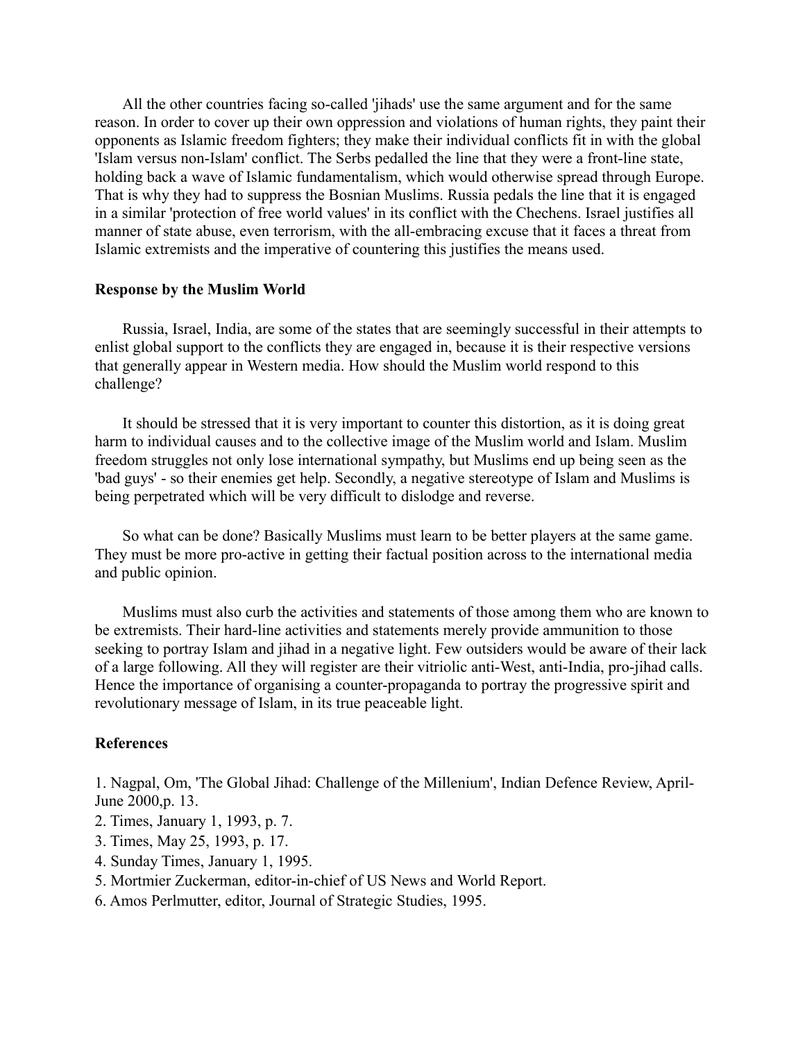All the other countries facing so-called 'jihads' use the same argument and for the same reason. In order to cover up their own oppression and violations of human rights, they paint their opponents as Islamic freedom fighters; they make their individual conflicts fit in with the global 'Islam versus non-Islam' conflict. The Serbs pedalled the line that they were a front-line state, holding back a wave of Islamic fundamentalism, which would otherwise spread through Europe. That is why they had to suppress the Bosnian Muslims. Russia pedals the line that it is engaged in a similar 'protection of free world values' in its conflict with the Chechens. Israel justifies all manner of state abuse, even terrorism, with the all-embracing excuse that it faces a threat from Islamic extremists and the imperative of countering this justifies the means used.

**Response by the Muslim World**

Russia, Israel, India, are some of the states that are seemingly successful in their attempts to enlist global support to the conflicts they are engaged in, because it is their respective versions that generally appear in Western media. How should the Muslim world respond to this challenge?

It should be stressed that it is very important to counter this distortion, as it is doing great harm to individual causes and to the collective image of the Muslim world and Islam. Muslim freedom struggles not only lose international sympathy, but Muslims end up being seen as the 'bad guys' - so their enemies get help. Secondly, a negative stereotype of Islam and Muslims is being perpetrated which will be very difficult to dislodge and reverse.

So what can be done? Basically Muslims must learn to be better players at the same game. They must be more pro-active in getting their factual position across to the international media and public opinion.

Muslims must also curb the activities and statements of those among them who are known to be extremists. Their hard-line activities and statements merely provide ammunition to those seeking to portray Islam and jihad in a negative light. Few outsiders would be aware of their lack of a large following. All they will register are their vitriolic anti-West, anti-India, pro-jihad calls. Hence the importance of organising a counter-propaganda to portray the progressive spirit and revolutionary message of Islam, in its true peaceable light.

**References**

1. Nagpal, Om, 'The Global Jihad: Challenge of the Millenium', Indian Defence Review, April-June 2000,p. 13.
2. Times, January 1, 1993, p. 7.
3. Times, May 25, 1993, p. 17.
4. Sunday Times, January 1, 1995.
5. Mortmier Zuckerman, editor-in-chief of US News and World Report.
6. Amos Perlmutter, editor, Journal of Strategic Studies, 1995.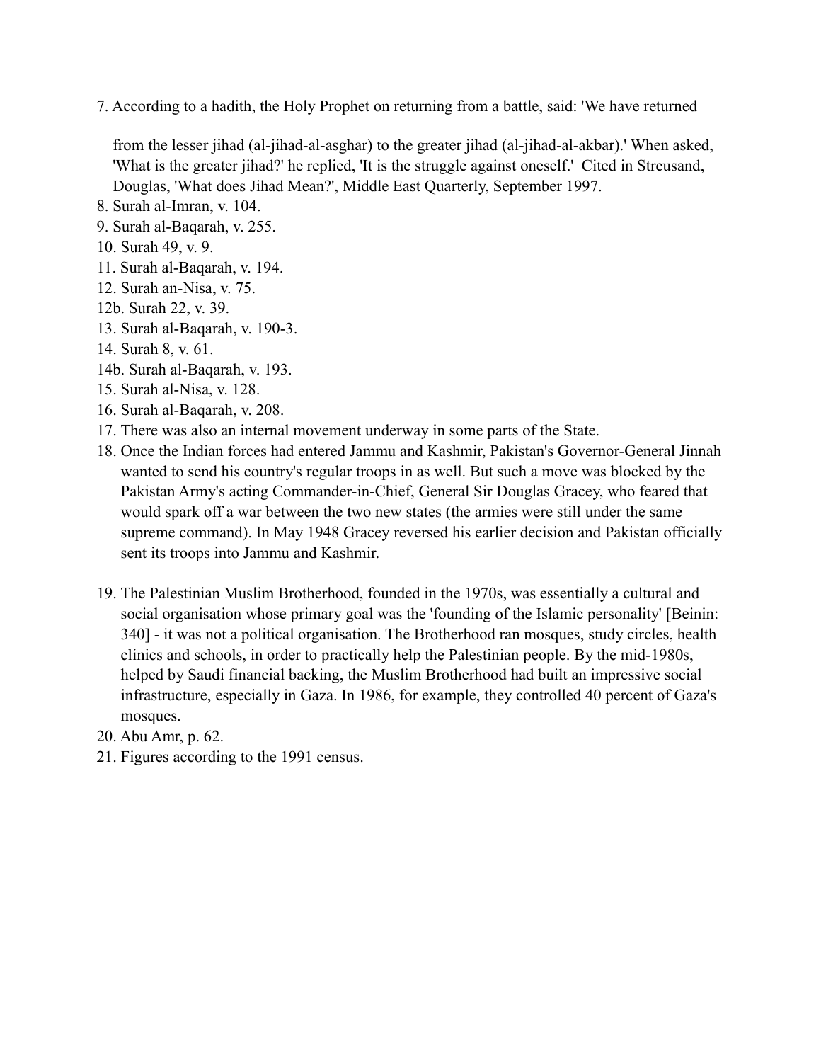7. According to a hadith, the Holy Prophet on returning from a battle, said: 'We have returned from the lesser jihad (al-jihad-al-asghar) to the greater jihad (al-jihad-al-akbar).' When asked, 'What is the greater jihad?' he replied, 'It is the struggle against oneself.' Cited in Streusand, Douglas, 'What does Jihad Mean?', Middle East Quarterly, September 1997.
8. Surah al-Imran, v. 104.
9. Surah al-Baqarah, v. 255.
10. Surah 49, v. 9.
11. Surah al-Baqarah, v. 194.
12. Surah an-Nisa, v. 75.
12b. Surah 22, v. 39.
13. Surah al-Baqarah, v. 190-3.
14. Surah 8, v. 61.
14b. Surah al-Baqarah, v. 193.
15. Surah al-Nisa, v. 128.
16. Surah al-Baqarah, v. 208.
17. There was also an internal movement underway in some parts of the State.
18. Once the Indian forces had entered Jammu and Kashmir, Pakistan's Governor-General Jinnah wanted to send his country's regular troops in as well. But such a move was blocked by the Pakistan Army's acting Commander-in-Chief, General Sir Douglas Gracey, who feared that would spark off a war between the two new states (the armies were still under the same supreme command). In May 1948 Gracey reversed his earlier decision and Pakistan officially sent its troops into Jammu and Kashmir.
19. The Palestinian Muslim Brotherhood, founded in the 1970s, was essentially a cultural and social organisation whose primary goal was the 'founding of the Islamic personality' [Beinin: 340] - it was not a political organisation. The Brotherhood ran mosques, study circles, health clinics and schools, in order to practically help the Palestinian people. By the mid-1980s, helped by Saudi financial backing, the Muslim Brotherhood had built an impressive social infrastructure, especially in Gaza. In 1986, for example, they controlled 40 percent of Gaza's mosques.
20. Abu Amr, p. 62.
21. Figures according to the 1991 census.